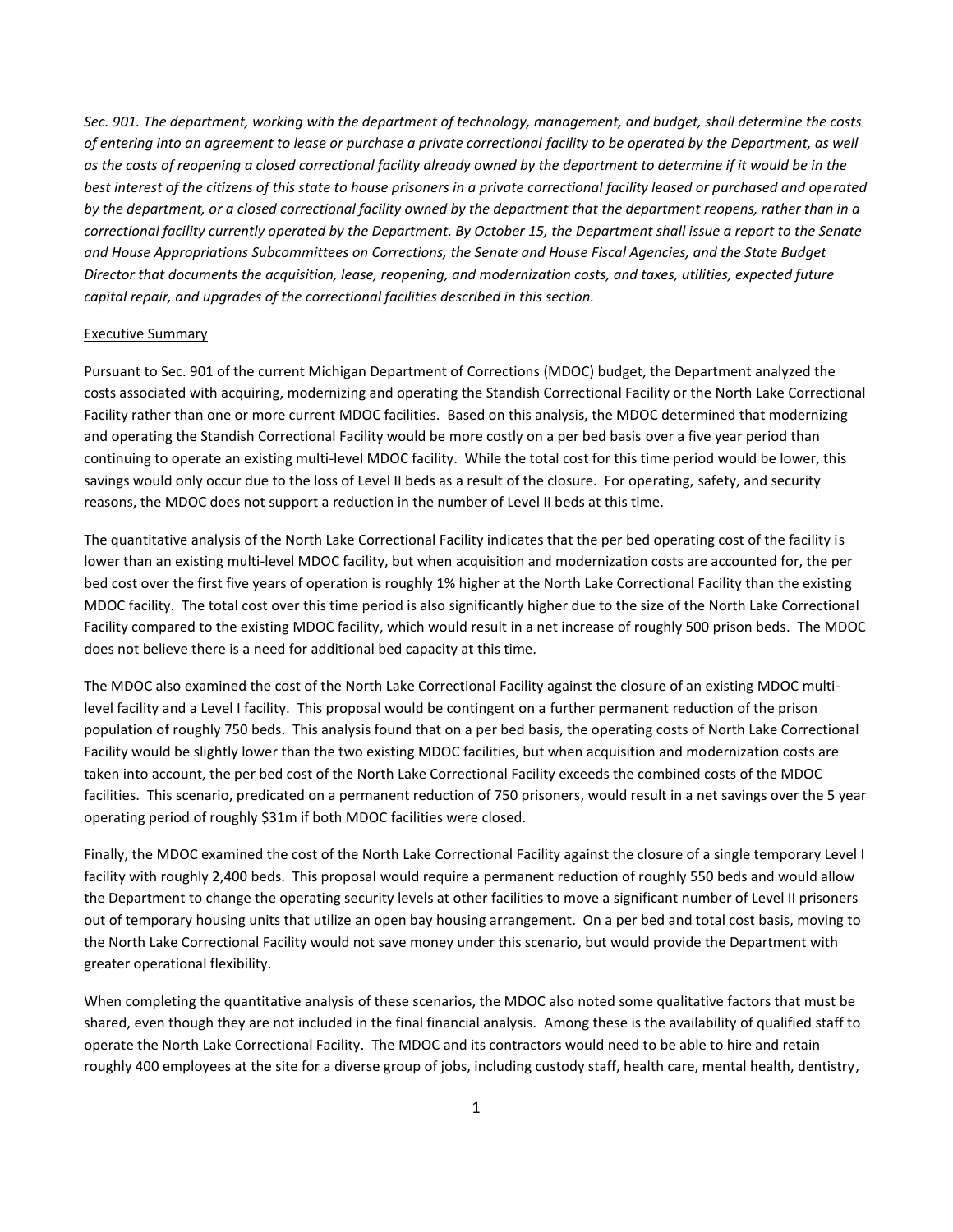*Sec. 901. The department, working with the department of technology, management, and budget, shall determine the costs of entering into an agreement to lease or purchase a private correctional facility to be operated by the Department, as well as the costs of reopening a closed correctional facility already owned by the department to determine if it would be in the best interest of the citizens of this state to house prisoners in a private correctional facility leased or purchased and operated by the department, or a closed correctional facility owned by the department that the department reopens, rather than in a correctional facility currently operated by the Department. By October 15, the Department shall issue a report to the Senate and House Appropriations Subcommittees on Corrections, the Senate and House Fiscal Agencies, and the State Budget Director that documents the acquisition, lease, reopening, and modernization costs, and taxes, utilities, expected future capital repair, and upgrades of the correctional facilities described in this section.*

## Executive Summary

Pursuant to Sec. 901 of the current Michigan Department of Corrections (MDOC) budget, the Department analyzed the costs associated with acquiring, modernizing and operating the Standish Correctional Facility or the North Lake Correctional Facility rather than one or more current MDOC facilities. Based on this analysis, the MDOC determined that modernizing and operating the Standish Correctional Facility would be more costly on a per bed basis over a five year period than continuing to operate an existing multi-level MDOC facility. While the total cost for this time period would be lower, this savings would only occur due to the loss of Level II beds as a result of the closure. For operating, safety, and security reasons, the MDOC does not support a reduction in the number of Level II beds at this time.

The quantitative analysis of the North Lake Correctional Facility indicates that the per bed operating cost of the facility is lower than an existing multi-level MDOC facility, but when acquisition and modernization costs are accounted for, the per bed cost over the first five years of operation is roughly 1% higher at the North Lake Correctional Facility than the existing MDOC facility. The total cost over this time period is also significantly higher due to the size of the North Lake Correctional Facility compared to the existing MDOC facility, which would result in a net increase of roughly 500 prison beds. The MDOC does not believe there is a need for additional bed capacity at this time.

The MDOC also examined the cost of the North Lake Correctional Facility against the closure of an existing MDOC multi-level facility and a Level I facility. This proposal would be contingent on a further permanent reduction of the prison population of roughly 750 beds. This analysis found that on a per bed basis, the operating costs of North Lake Correctional Facility would be slightly lower than the two existing MDOC facilities, but when acquisition and modernization costs are taken into account, the per bed cost of the North Lake Correctional Facility exceeds the combined costs of the MDOC facilities. This scenario, predicated on a permanent reduction of 750 prisoners, would result in a net savings over the 5 year operating period of roughly $31m if both MDOC facilities were closed.

Finally, the MDOC examined the cost of the North Lake Correctional Facility against the closure of a single temporary Level I facility with roughly 2,400 beds. This proposal would require a permanent reduction of roughly 550 beds and would allow the Department to change the operating security levels at other facilities to move a significant number of Level II prisoners out of temporary housing units that utilize an open bay housing arrangement. On a per bed and total cost basis, moving to the North Lake Correctional Facility would not save money under this scenario, but would provide the Department with greater operational flexibility.

When completing the quantitative analysis of these scenarios, the MDOC also noted some qualitative factors that must be shared, even though they are not included in the final financial analysis. Among these is the availability of qualified staff to operate the North Lake Correctional Facility. The MDOC and its contractors would need to be able to hire and retain roughly 400 employees at the site for a diverse group of jobs, including custody staff, health care, mental health, dentistry,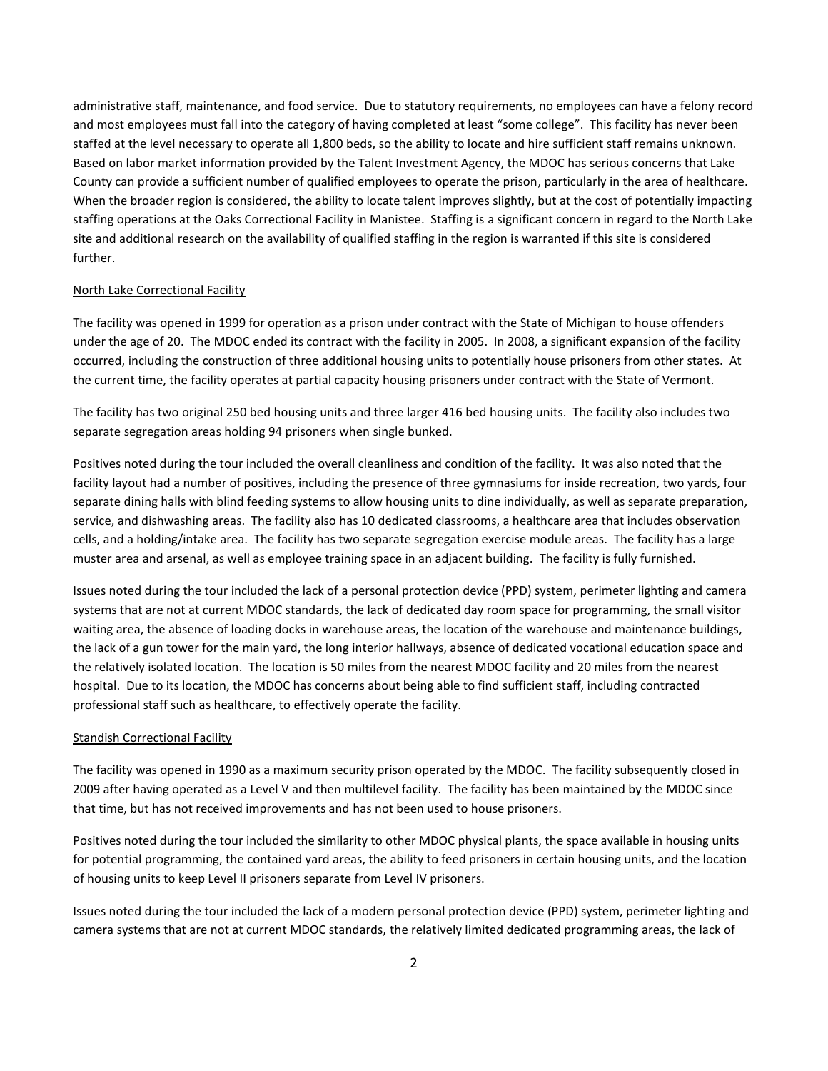administrative staff, maintenance, and food service. Due to statutory requirements, no employees can have a felony record and most employees must fall into the category of having completed at least "some college". This facility has never been staffed at the level necessary to operate all 1,800 beds, so the ability to locate and hire sufficient staff remains unknown. Based on labor market information provided by the Talent Investment Agency, the MDOC has serious concerns that Lake County can provide a sufficient number of qualified employees to operate the prison, particularly in the area of healthcare. When the broader region is considered, the ability to locate talent improves slightly, but at the cost of potentially impacting staffing operations at the Oaks Correctional Facility in Manistee. Staffing is a significant concern in regard to the North Lake site and additional research on the availability of qualified staffing in the region is warranted if this site is considered further.

<u>North Lake Correctional Facility</u>

The facility was opened in 1999 for operation as a prison under contract with the State of Michigan to house offenders under the age of 20. The MDOC ended its contract with the facility in 2005. In 2008, a significant expansion of the facility occurred, including the construction of three additional housing units to potentially house prisoners from other states. At the current time, the facility operates at partial capacity housing prisoners under contract with the State of Vermont.

The facility has two original 250 bed housing units and three larger 416 bed housing units. The facility also includes two separate segregation areas holding 94 prisoners when single bunked.

Positives noted during the tour included the overall cleanliness and condition of the facility. It was also noted that the facility layout had a number of positives, including the presence of three gymnasiums for inside recreation, two yards, four separate dining halls with blind feeding systems to allow housing units to dine individually, as well as separate preparation, service, and dishwashing areas. The facility also has 10 dedicated classrooms, a healthcare area that includes observation cells, and a holding/intake area. The facility has two separate segregation exercise module areas. The facility has a large muster area and arsenal, as well as employee training space in an adjacent building. The facility is fully furnished.

Issues noted during the tour included the lack of a personal protection device (PPD) system, perimeter lighting and camera systems that are not at current MDOC standards, the lack of dedicated day room space for programming, the small visitor waiting area, the absence of loading docks in warehouse areas, the location of the warehouse and maintenance buildings, the lack of a gun tower for the main yard, the long interior hallways, absence of dedicated vocational education space and the relatively isolated location. The location is 50 miles from the nearest MDOC facility and 20 miles from the nearest hospital. Due to its location, the MDOC has concerns about being able to find sufficient staff, including contracted professional staff such as healthcare, to effectively operate the facility.

<u>Standish Correctional Facility</u>

The facility was opened in 1990 as a maximum security prison operated by the MDOC. The facility subsequently closed in 2009 after having operated as a Level V and then multilevel facility. The facility has been maintained by the MDOC since that time, but has not received improvements and has not been used to house prisoners.

Positives noted during the tour included the similarity to other MDOC physical plants, the space available in housing units for potential programming, the contained yard areas, the ability to feed prisoners in certain housing units, and the location of housing units to keep Level II prisoners separate from Level IV prisoners.

Issues noted during the tour included the lack of a modern personal protection device (PPD) system, perimeter lighting and camera systems that are not at current MDOC standards, the relatively limited dedicated programming areas, the lack of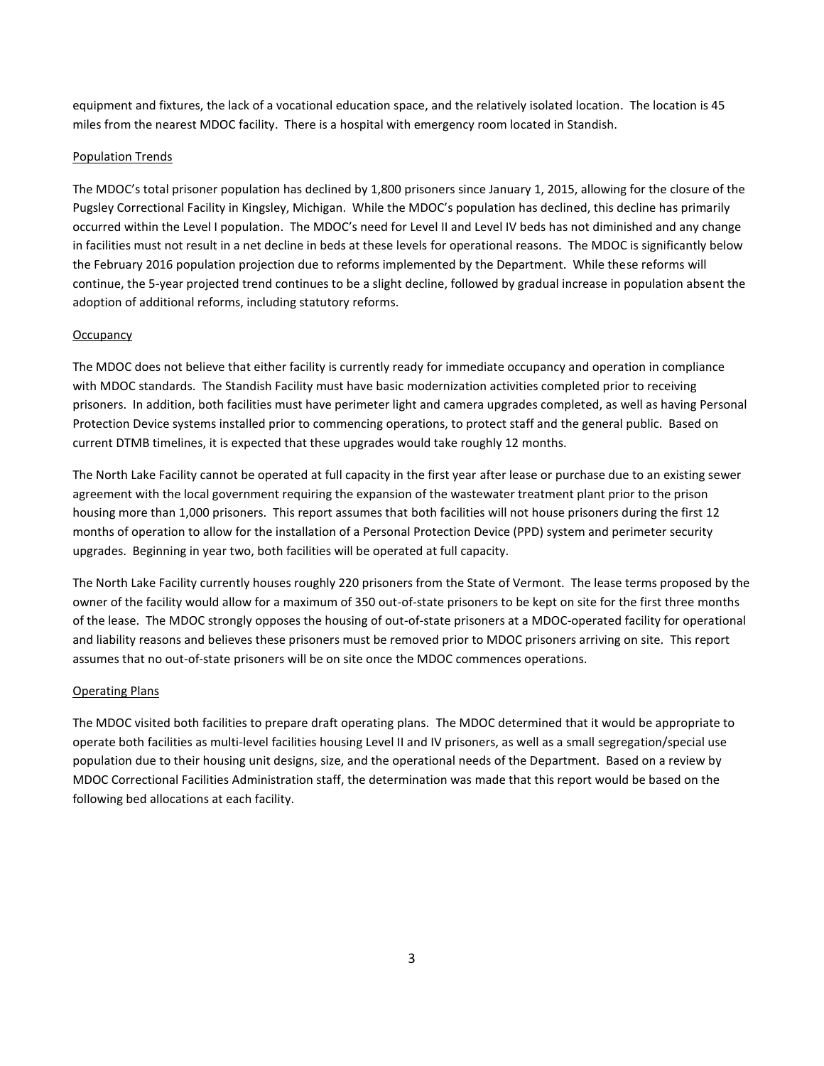equipment and fixtures, the lack of a vocational education space, and the relatively isolated location. The location is 45 miles from the nearest MDOC facility. There is a hospital with emergency room located in Standish.

### Population Trends

The MDOC's total prisoner population has declined by 1,800 prisoners since January 1, 2015, allowing for the closure of the Pugsley Correctional Facility in Kingsley, Michigan. While the MDOC's population has declined, this decline has primarily occurred within the Level I population. The MDOC's need for Level II and Level IV beds has not diminished and any change in facilities must not result in a net decline in beds at these levels for operational reasons. The MDOC is significantly below the February 2016 population projection due to reforms implemented by the Department. While these reforms will continue, the 5-year projected trend continues to be a slight decline, followed by gradual increase in population absent the adoption of additional reforms, including statutory reforms.

### Occupancy

The MDOC does not believe that either facility is currently ready for immediate occupancy and operation in compliance with MDOC standards. The Standish Facility must have basic modernization activities completed prior to receiving prisoners. In addition, both facilities must have perimeter light and camera upgrades completed, as well as having Personal Protection Device systems installed prior to commencing operations, to protect staff and the general public. Based on current DTMB timelines, it is expected that these upgrades would take roughly 12 months.

The North Lake Facility cannot be operated at full capacity in the first year after lease or purchase due to an existing sewer agreement with the local government requiring the expansion of the wastewater treatment plant prior to the prison housing more than 1,000 prisoners. This report assumes that both facilities will not house prisoners during the first 12 months of operation to allow for the installation of a Personal Protection Device (PPD) system and perimeter security upgrades. Beginning in year two, both facilities will be operated at full capacity.

The North Lake Facility currently houses roughly 220 prisoners from the State of Vermont. The lease terms proposed by the owner of the facility would allow for a maximum of 350 out-of-state prisoners to be kept on site for the first three months of the lease. The MDOC strongly opposes the housing of out-of-state prisoners at a MDOC-operated facility for operational and liability reasons and believes these prisoners must be removed prior to MDOC prisoners arriving on site. This report assumes that no out-of-state prisoners will be on site once the MDOC commences operations.

### Operating Plans

The MDOC visited both facilities to prepare draft operating plans. The MDOC determined that it would be appropriate to operate both facilities as multi-level facilities housing Level II and IV prisoners, as well as a small segregation/special use population due to their housing unit designs, size, and the operational needs of the Department. Based on a review by MDOC Correctional Facilities Administration staff, the determination was made that this report would be based on the following bed allocations at each facility.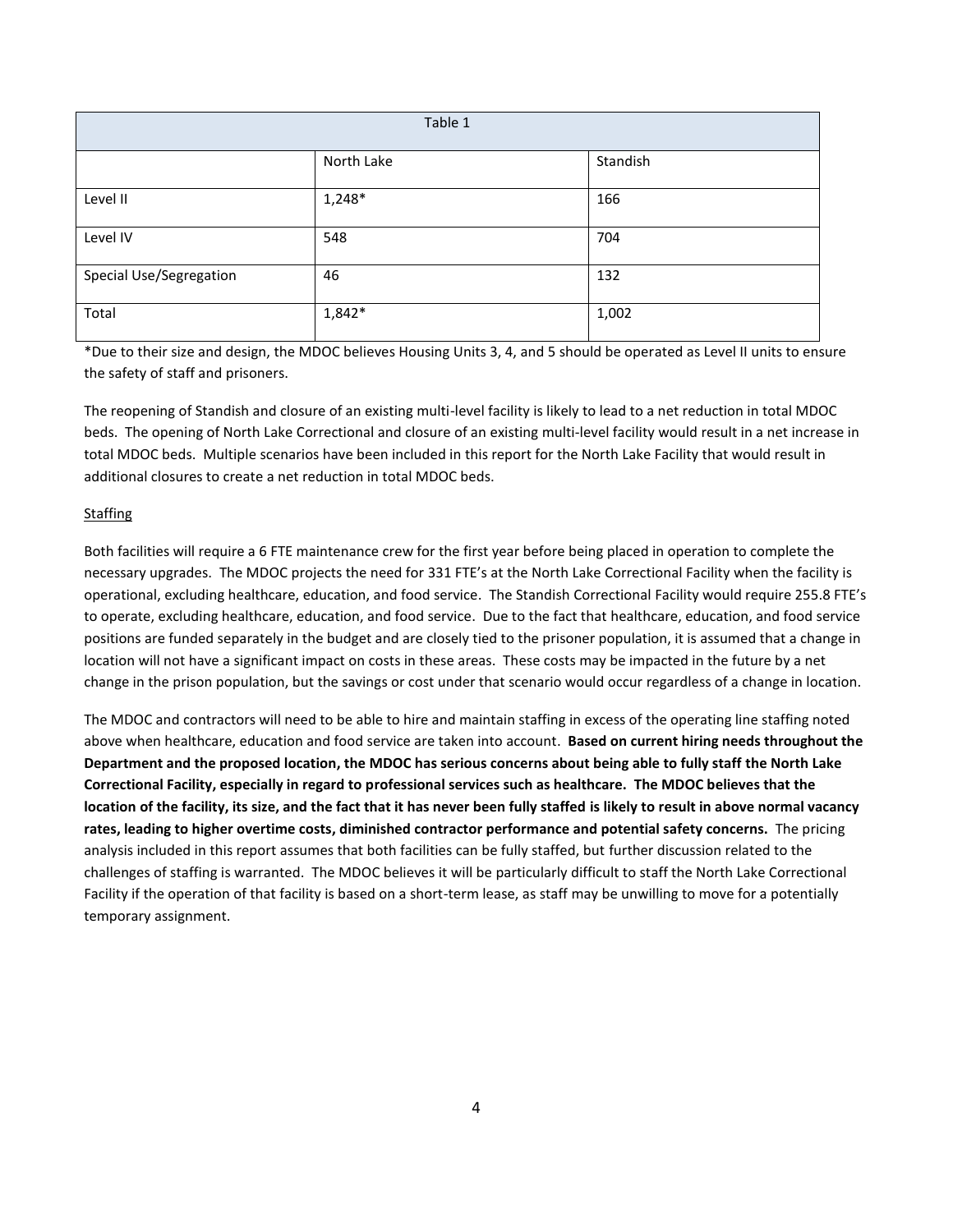| Table 1 | | |
|---|---|---|
| | North Lake | Standish |
| Level II | 1,248* | 166 |
| Level IV | 548 | 704 |
| Special Use/Segregation | 46 | 132 |
| Total | 1,842* | 1,002 |

*Due to their size and design, the MDOC believes Housing Units 3, 4, and 5 should be operated as Level II units to ensure the safety of staff and prisoners.

The reopening of Standish and closure of an existing multi-level facility is likely to lead to a net reduction in total MDOC beds. The opening of North Lake Correctional and closure of an existing multi-level facility would result in a net increase in total MDOC beds. Multiple scenarios have been included in this report for the North Lake Facility that would result in additional closures to create a net reduction in total MDOC beds.

Staffing

Both facilities will require a 6 FTE maintenance crew for the first year before being placed in operation to complete the necessary upgrades. The MDOC projects the need for 331 FTE's at the North Lake Correctional Facility when the facility is operational, excluding healthcare, education, and food service. The Standish Correctional Facility would require 255.8 FTE's to operate, excluding healthcare, education, and food service. Due to the fact that healthcare, education, and food service positions are funded separately in the budget and are closely tied to the prisoner population, it is assumed that a change in location will not have a significant impact on costs in these areas. These costs may be impacted in the future by a net change in the prison population, but the savings or cost under that scenario would occur regardless of a change in location.

The MDOC and contractors will need to be able to hire and maintain staffing in excess of the operating line staffing noted above when healthcare, education and food service are taken into account. **Based on current hiring needs throughout the Department and the proposed location, the MDOC has serious concerns about being able to fully staff the North Lake Correctional Facility, especially in regard to professional services such as healthcare. The MDOC believes that the location of the facility, its size, and the fact that it has never been fully staffed is likely to result in above normal vacancy rates, leading to higher overtime costs, diminished contractor performance and potential safety concerns.** The pricing analysis included in this report assumes that both facilities can be fully staffed, but further discussion related to the challenges of staffing is warranted. The MDOC believes it will be particularly difficult to staff the North Lake Correctional Facility if the operation of that facility is based on a short-term lease, as staff may be unwilling to move for a potentially temporary assignment.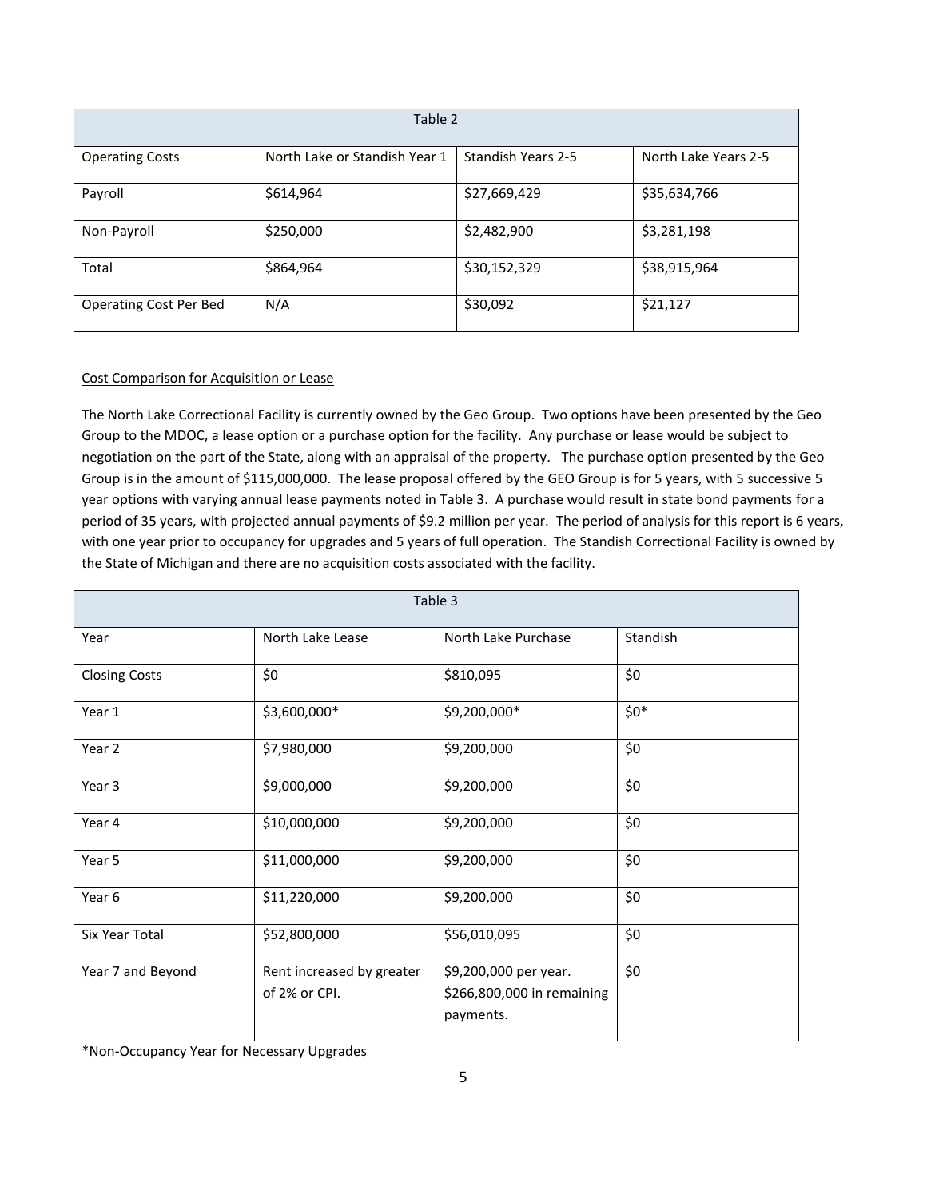| Table 2 | | | |
|---|---|---|---|
| Operating Costs | North Lake or Standish Year 1 | Standish Years 2-5 | North Lake Years 2-5 |
| Payroll | $614,964 | $27,669,429 | $35,634,766 |
| Non-Payroll | $250,000 | $2,482,900 | $3,281,198 |
| Total | $864,964 | $30,152,329 | $38,915,964 |
| Operating Cost Per Bed | N/A | $30,092 | $21,127 |

<u>Cost Comparison for Acquisition or Lease</u>

The North Lake Correctional Facility is currently owned by the Geo Group. Two options have been presented by the Geo Group to the MDOC, a lease option or a purchase option for the facility. Any purchase or lease would be subject to negotiation on the part of the State, along with an appraisal of the property. The purchase option presented by the Geo Group is in the amount of $115,000,000. The lease proposal offered by the GEO Group is for 5 years, with 5 successive 5 year options with varying annual lease payments noted in Table 3. A purchase would result in state bond payments for a period of 35 years, with projected annual payments of $9.2 million per year. The period of analysis for this report is 6 years, with one year prior to occupancy for upgrades and 5 years of full operation. The Standish Correctional Facility is owned by the State of Michigan and there are no acquisition costs associated with the facility.

| Table 3 | | | |
|---|---|---|---|
| Year | North Lake Lease | North Lake Purchase | Standish |
| Closing Costs | $0 | $810,095 | $0 |
| Year 1 | $3,600,000* | $9,200,000* | $0* |
| Year 2 | $7,980,000 | $9,200,000 | $0 |
| Year 3 | $9,000,000 | $9,200,000 | $0 |
| Year 4 | $10,000,000 | $9,200,000 | $0 |
| Year 5 | $11,000,000 | $9,200,000 | $0 |
| Year 6 | $11,220,000 | $9,200,000 | $0 |
| Six Year Total | $52,800,000 | $56,010,095 | $0 |
| Year 7 and Beyond | Rent increased by greater of 2% or CPI. | $9,200,000 per year. $266,800,000 in remaining payments. | $0 |

*Non-Occupancy Year for Necessary Upgrades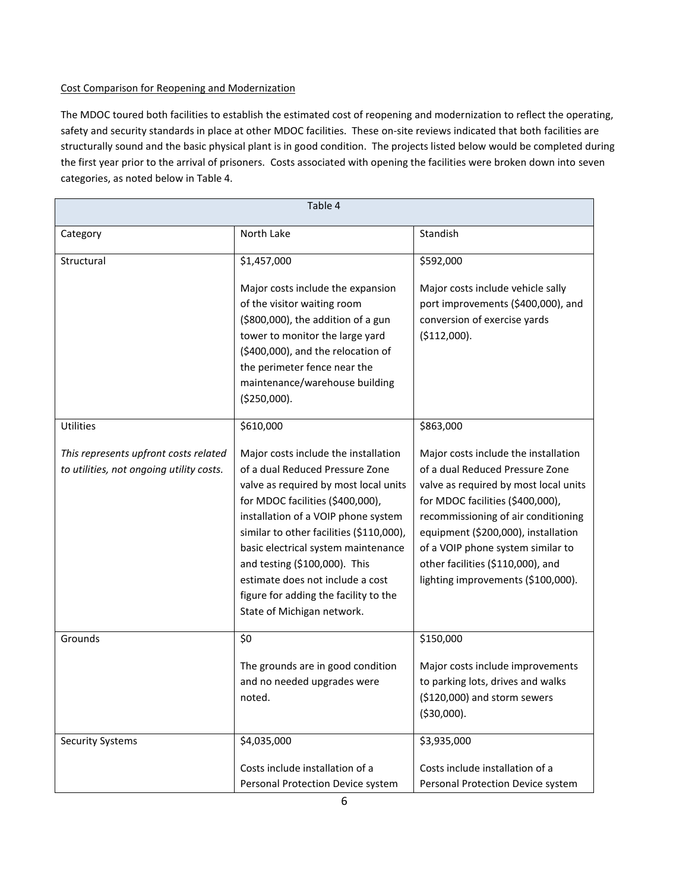Cost Comparison for Reopening and Modernization

The MDOC toured both facilities to establish the estimated cost of reopening and modernization to reflect the operating, safety and security standards in place at other MDOC facilities. These on-site reviews indicated that both facilities are structurally sound and the basic physical plant is in good condition. The projects listed below would be completed during the first year prior to the arrival of prisoners. Costs associated with opening the facilities were broken down into seven categories, as noted below in Table 4.

| Table 4 | | |
|---|---|---|
| Category | North Lake | Standish |
| Structural | $1,457,000<br><br>Major costs include the expansion of the visitor waiting room ($800,000), the addition of a gun tower to monitor the large yard ($400,000), and the relocation of the perimeter fence near the maintenance/warehouse building ($250,000). | $592,000<br><br>Major costs include vehicle sally port improvements ($400,000), and conversion of exercise yards ($112,000). |
| Utilities<br><br>*This represents upfront costs related to utilities, not ongoing utility costs.* | $610,000<br><br>Major costs include the installation of a dual Reduced Pressure Zone valve as required by most local units for MDOC facilities ($400,000), installation of a VOIP phone system similar to other facilities ($110,000), basic electrical system maintenance and testing ($100,000). This estimate does not include a cost figure for adding the facility to the State of Michigan network. | $863,000<br><br>Major costs include the installation of a dual Reduced Pressure Zone valve as required by most local units for MDOC facilities ($400,000), recommissioning of air conditioning equipment ($200,000), installation of a VOIP phone system similar to other facilities ($110,000), and lighting improvements ($100,000). |
| Grounds | $0<br><br>The grounds are in good condition and no needed upgrades were noted. | $150,000<br><br>Major costs include improvements to parking lots, drives and walks ($120,000) and storm sewers ($30,000). |
| Security Systems | $4,035,000<br><br>Costs include installation of a Personal Protection Device system | $3,935,000<br><br>Costs include installation of a Personal Protection Device system |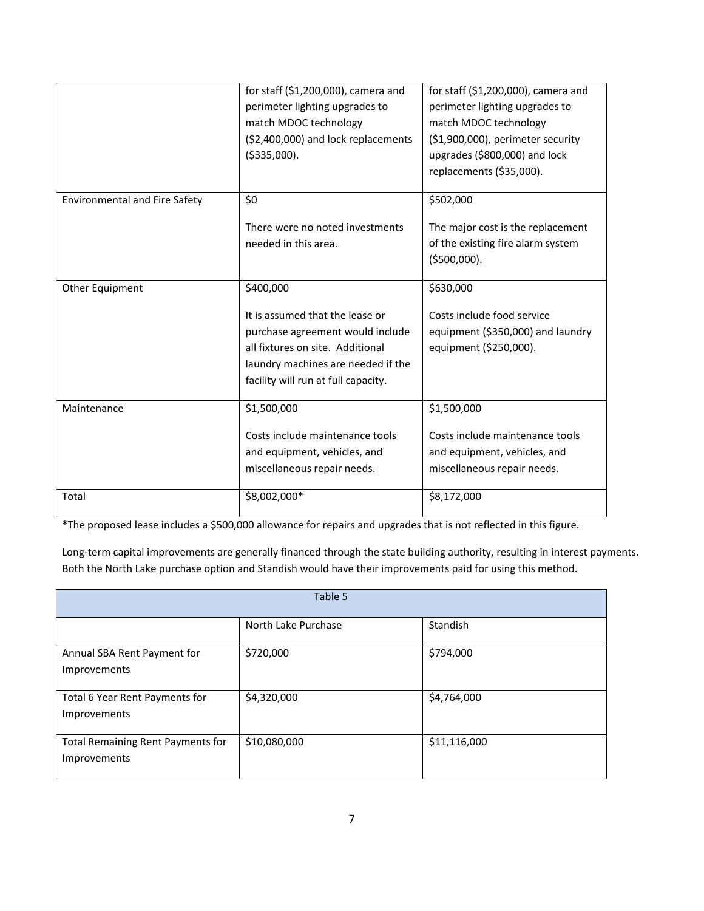| | | |
|---|---|---|
| | for staff ($1,200,000), camera and perimeter lighting upgrades to match MDOC technology ($2,400,000) and lock replacements ($335,000). | for staff ($1,200,000), camera and perimeter lighting upgrades to match MDOC technology ($1,900,000), perimeter security upgrades ($800,000) and lock replacements ($35,000). |
| Environmental and Fire Safety | $0<br><br>There were no noted investments needed in this area. | $502,000<br><br>The major cost is the replacement of the existing fire alarm system ($500,000). |
| Other Equipment | $400,000<br><br>It is assumed that the lease or purchase agreement would include all fixtures on site. Additional laundry machines are needed if the facility will run at full capacity. | $630,000<br><br>Costs include food service equipment ($350,000) and laundry equipment ($250,000). |
| Maintenance | $1,500,000<br><br>Costs include maintenance tools and equipment, vehicles, and miscellaneous repair needs. | $1,500,000<br><br>Costs include maintenance tools and equipment, vehicles, and miscellaneous repair needs. |
| Total | $8,002,000* | $8,172,000 |

*The proposed lease includes a $500,000 allowance for repairs and upgrades that is not reflected in this figure.

Long-term capital improvements are generally financed through the state building authority, resulting in interest payments. Both the North Lake purchase option and Standish would have their improvements paid for using this method.

| Table 5 | | |
|---|---|---|
| | North Lake Purchase | Standish |
| Annual SBA Rent Payment for Improvements | $720,000 | $794,000 |
| Total 6 Year Rent Payments for Improvements | $4,320,000 | $4,764,000 |
| Total Remaining Rent Payments for Improvements | $10,080,000 | $11,116,000 |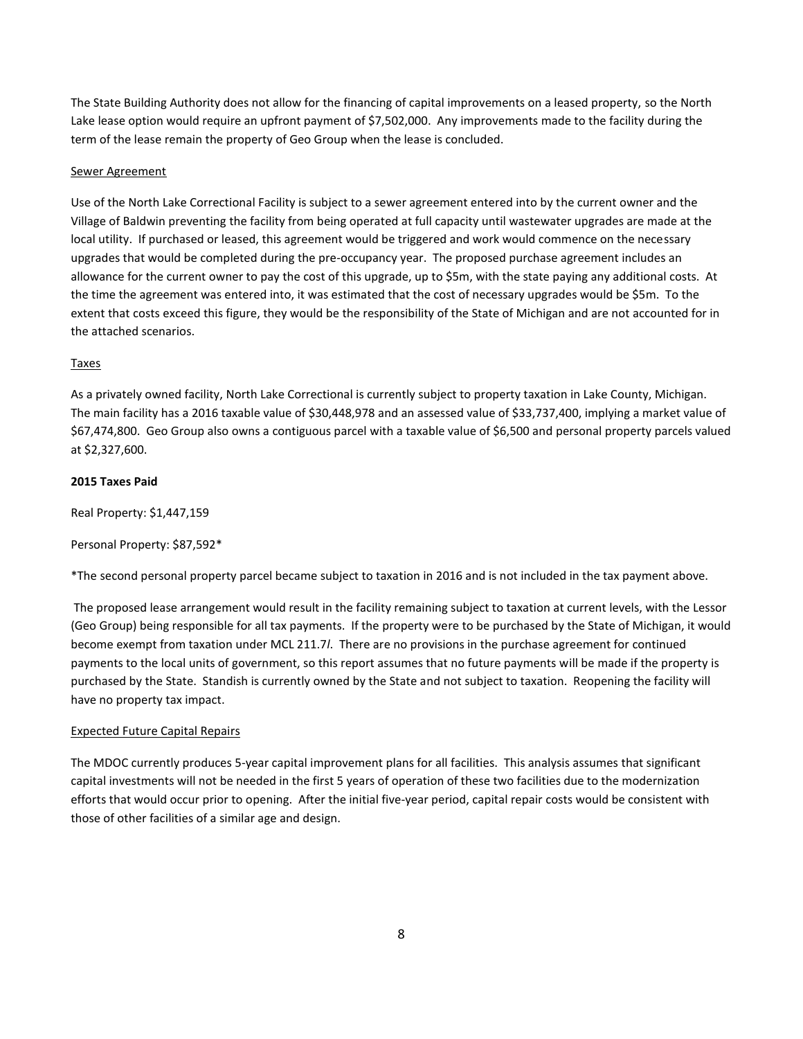The State Building Authority does not allow for the financing of capital improvements on a leased property, so the North Lake lease option would require an upfront payment of $7,502,000. Any improvements made to the facility during the term of the lease remain the property of Geo Group when the lease is concluded.

<u>Sewer Agreement</u>

Use of the North Lake Correctional Facility is subject to a sewer agreement entered into by the current owner and the Village of Baldwin preventing the facility from being operated at full capacity until wastewater upgrades are made at the local utility. If purchased or leased, this agreement would be triggered and work would commence on the necessary upgrades that would be completed during the pre-occupancy year. The proposed purchase agreement includes an allowance for the current owner to pay the cost of this upgrade, up to $5m, with the state paying any additional costs. At the time the agreement was entered into, it was estimated that the cost of necessary upgrades would be $5m. To the extent that costs exceed this figure, they would be the responsibility of the State of Michigan and are not accounted for in the attached scenarios.

<u>Taxes</u>

As a privately owned facility, North Lake Correctional is currently subject to property taxation in Lake County, Michigan. The main facility has a 2016 taxable value of $30,448,978 and an assessed value of $33,737,400, implying a market value of $67,474,800. Geo Group also owns a contiguous parcel with a taxable value of $6,500 and personal property parcels valued at $2,327,600.

**2015 Taxes Paid**

Real Property: $1,447,159

Personal Property: $87,592*

*The second personal property parcel became subject to taxation in 2016 and is not included in the tax payment above.

The proposed lease arrangement would result in the facility remaining subject to taxation at current levels, with the Lessor (Geo Group) being responsible for all tax payments. If the property were to be purchased by the State of Michigan, it would become exempt from taxation under MCL 211.7*l*. There are no provisions in the purchase agreement for continued payments to the local units of government, so this report assumes that no future payments will be made if the property is purchased by the State. Standish is currently owned by the State and not subject to taxation. Reopening the facility will have no property tax impact.

<u>Expected Future Capital Repairs</u>

The MDOC currently produces 5-year capital improvement plans for all facilities. This analysis assumes that significant capital investments will not be needed in the first 5 years of operation of these two facilities due to the modernization efforts that would occur prior to opening. After the initial five-year period, capital repair costs would be consistent with those of other facilities of a similar age and design.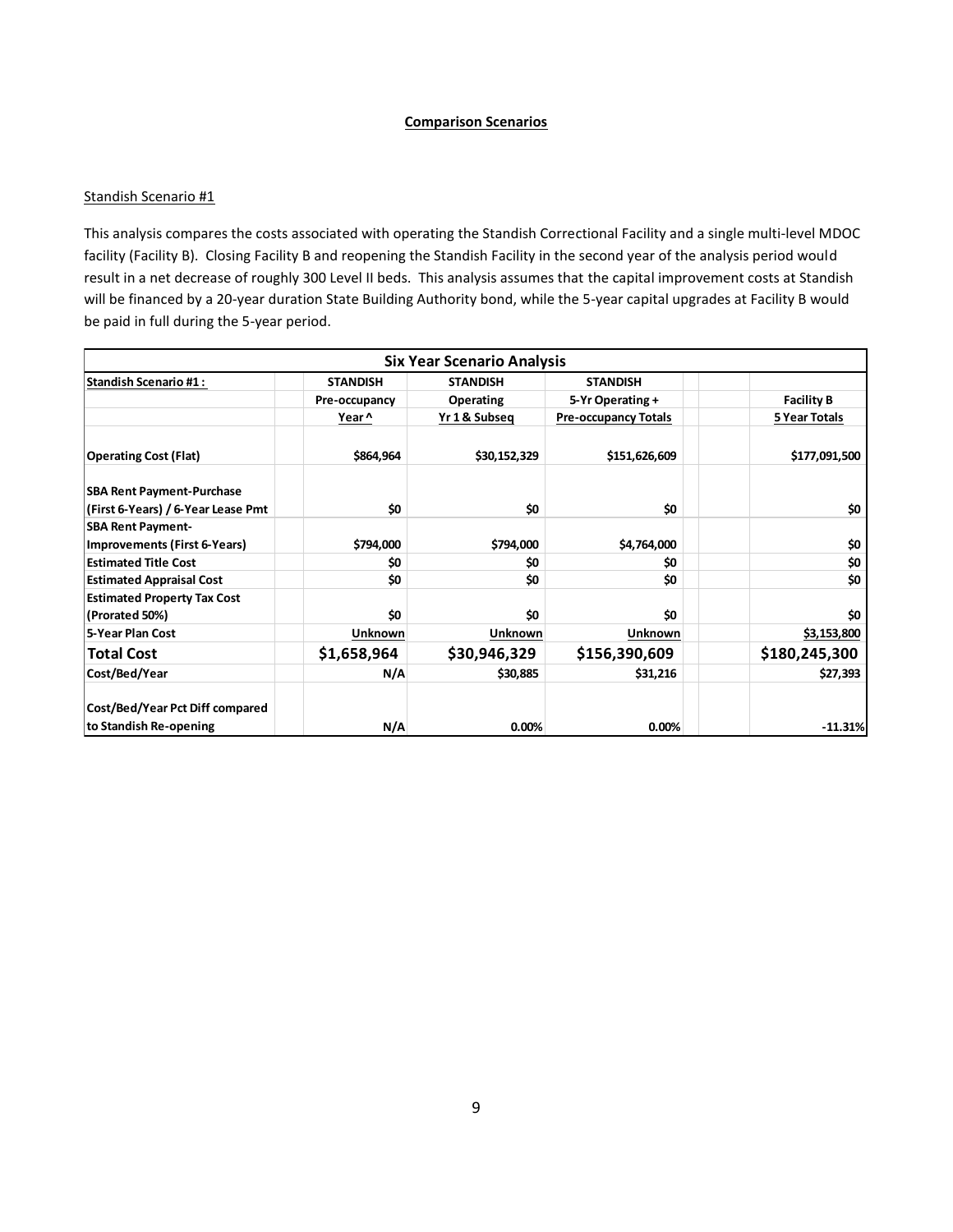**Comparison Scenarios**

Standish Scenario #1

This analysis compares the costs associated with operating the Standish Correctional Facility and a single multi-level MDOC facility (Facility B). Closing Facility B and reopening the Standish Facility in the second year of the analysis period would result in a net decrease of roughly 300 Level II beds. This analysis assumes that the capital improvement costs at Standish will be financed by a 20-year duration State Building Authority bond, while the 5-year capital upgrades at Facility B would be paid in full during the 5-year period.

| **Six Year Scenario Analysis** | | | | |
|---|---|---|---|---|
| **Standish Scenario #1 :** | **STANDISH** | **STANDISH** | **STANDISH** | |
| | **Pre-occupancy** | **Operating** | **5-Yr Operating +** | **Facility B** |
| | **Year ^** | **Yr 1 & Subseq** | **Pre-occupancy Totals** | **5 Year Totals** |
| **Operating Cost (Flat)** | **$864,964** | **$30,152,329** | **$151,626,609** | **$177,091,500** |
| **SBA Rent Payment-Purchase (First 6-Years) / 6-Year Lease Pmt** | **$0** | **$0** | **$0** | **$0** |
| **SBA Rent Payment-Improvements (First 6-Years)** | **$794,000** | **$794,000** | **$4,764,000** | **$0** |
| **Estimated Title Cost** | **$0** | **$0** | **$0** | **$0** |
| **Estimated Appraisal Cost** | **$0** | **$0** | **$0** | **$0** |
| **Estimated Property Tax Cost (Prorated 50%)** | **$0** | **$0** | **$0** | **$0** |
| **5-Year Plan Cost** | **Unknown** | **Unknown** | **Unknown** | **$3,153,800** |
| **Total Cost** | **$1,658,964** | **$30,946,329** | **$156,390,609** | **$180,245,300** |
| **Cost/Bed/Year** | **N/A** | **$30,885** | **$31,216** | **$27,393** |
| **Cost/Bed/Year Pct Diff compared to Standish Re-opening** | **N/A** | **0.00%** | **0.00%** | **-11.31%** |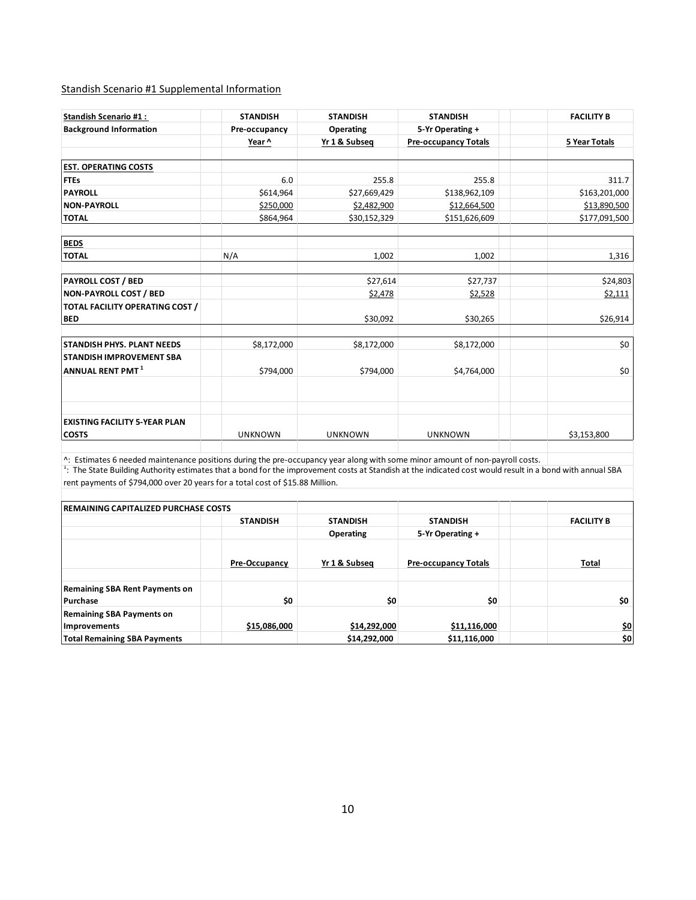Standish Scenario #1 Supplemental Information

| Standish Scenario #1 : Background Information | STANDISH Pre-occupancy Year ^ | STANDISH Operating Yr 1 & Subseq | STANDISH 5-Yr Operating + Pre-occupancy Totals | | FACILITY B 5 Year Totals |
|---|---|---|---|---|---|
| **EST. OPERATING COSTS** | | | | | |
| **FTEs** | 6.0 | 255.8 | 255.8 | | 311.7 |
| **PAYROLL** | $614,964 | $27,669,429 | $138,962,109 | | $163,201,000 |
| **NON-PAYROLL** | $250,000 | $2,482,900 | $12,664,500 | | $13,890,500 |
| **TOTAL** | $864,964 | $30,152,329 | $151,626,609 | | $177,091,500 |
| **BEDS** | | | | | |
| **TOTAL** | N/A | 1,002 | 1,002 | | 1,316 |
| **PAYROLL COST / BED** | | $27,614 | $27,737 | | $24,803 |
| **NON-PAYROLL COST / BED** | | $2,478 | $2,528 | | $2,111 |
| **TOTAL FACILITY OPERATING COST / BED** | | $30,092 | $30,265 | | $26,914 |
| **STANDISH PHYS. PLANT NEEDS** | $8,172,000 | $8,172,000 | $8,172,000 | | $0 |
| **STANDISH IMPROVEMENT SBA ANNUAL RENT PMT [1]** | $794,000 | $794,000 | $4,764,000 | | $0 |
| **EXISTING FACILITY 5-YEAR PLAN COSTS** | UNKNOWN | UNKNOWN | UNKNOWN | | $3,153,800 |

^: Estimates 6 needed maintenance positions during the pre-occupancy year along with some minor amount of non-payroll costs.
[1]: The State Building Authority estimates that a bond for the improvement costs at Standish at the indicated cost would result in a bond with annual SBA rent payments of $794,000 over 20 years for a total cost of $15.88 Million.

| REMAINING CAPITALIZED PURCHASE COSTS | STANDISH Pre-Occupancy | STANDISH Operating Yr 1 & Subseq | STANDISH 5-Yr Operating + Pre-occupancy Totals | | FACILITY B Total |
|---|---|---|---|---|---|
| **Remaining SBA Rent Payments on Purchase** | **$0** | **$0** | **$0** | | **$0** |
| **Remaining SBA Payments on Improvements** | **$15,086,000** | **$14,292,000** | **$11,116,000** | | **$0** |
| **Total Remaining SBA Payments** | | **$14,292,000** | **$11,116,000** | | **$0** |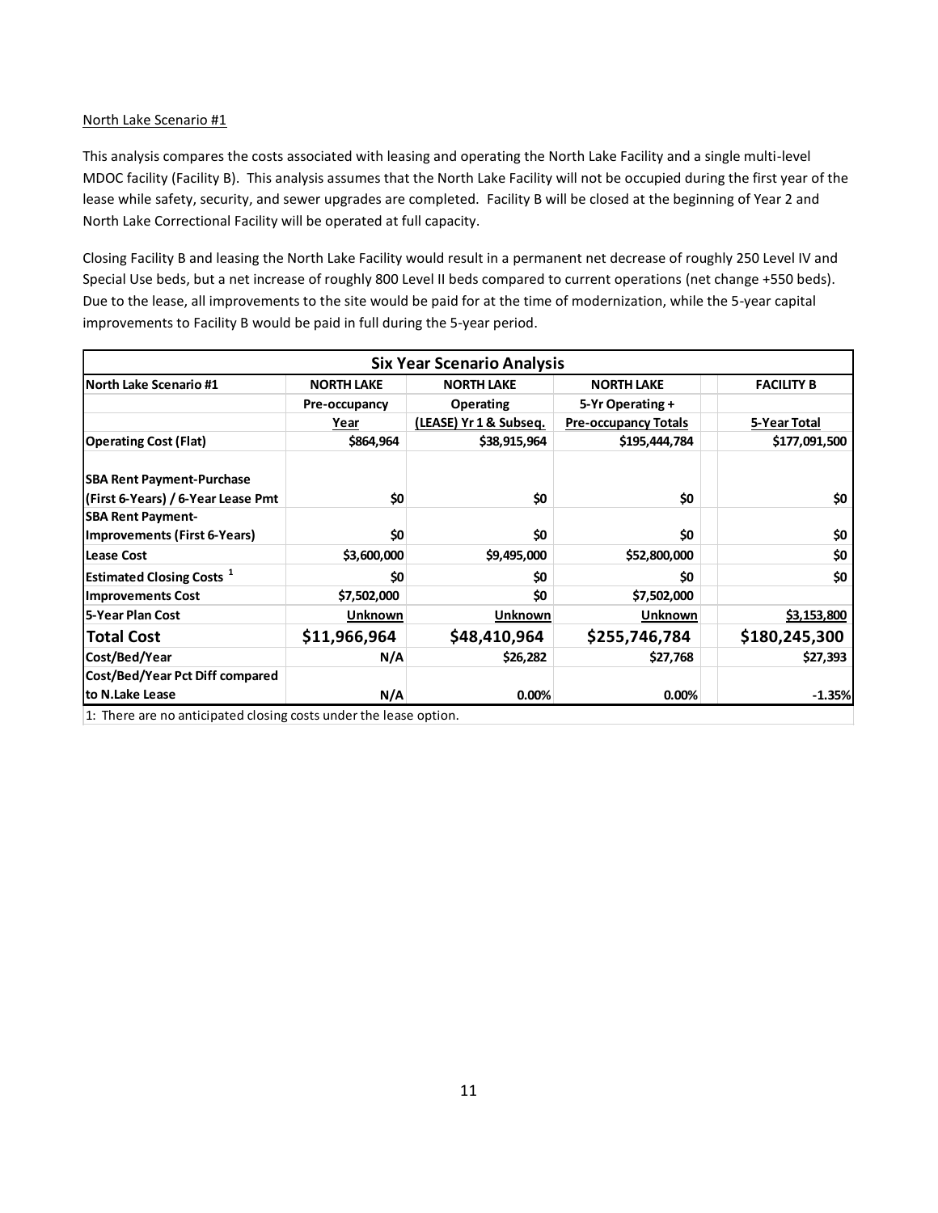North Lake Scenario #1

This analysis compares the costs associated with leasing and operating the North Lake Facility and a single multi-level MDOC facility (Facility B). This analysis assumes that the North Lake Facility will not be occupied during the first year of the lease while safety, security, and sewer upgrades are completed. Facility B will be closed at the beginning of Year 2 and North Lake Correctional Facility will be operated at full capacity.

Closing Facility B and leasing the North Lake Facility would result in a permanent net decrease of roughly 250 Level IV and Special Use beds, but a net increase of roughly 800 Level II beds compared to current operations (net change +550 beds). Due to the lease, all improvements to the site would be paid for at the time of modernization, while the 5-year capital improvements to Facility B would be paid in full during the 5-year period.

| Six Year Scenario Analysis | | | | |
|---|---|---|---|---|
| **North Lake Scenario #1** | **NORTH LAKE** | **NORTH LAKE** | **NORTH LAKE** | **FACILITY B** |
| | **Pre-occupancy Year** | **Operating (LEASE) Yr 1 & Subseq.** | **5-Yr Operating + Pre-occupancy Totals** | **5-Year Total** |
| **Operating Cost (Flat)** | $864,964 | $38,915,964 | $195,444,784 | $177,091,500 |
| **SBA Rent Payment-Purchase (First 6-Years) / 6-Year Lease Pmt** | $0 | $0 | $0 | $0 |
| **SBA Rent Payment-Improvements (First 6-Years)** | $0 | $0 | $0 | $0 |
| **Lease Cost** | $3,600,000 | $9,495,000 | $52,800,000 | $0 |
| **Estimated Closing Costs [1]** | $0 | $0 | $0 | $0 |
| **Improvements Cost** | $7,502,000 | $0 | $7,502,000 | |
| **5-Year Plan Cost** | Unknown | Unknown | Unknown | $3,153,800 |
| **Total Cost** | **$11,966,964** | **$48,410,964** | **$255,746,784** | **$180,245,300** |
| **Cost/Bed/Year** | N/A | $26,282 | $27,768 | $27,393 |
| **Cost/Bed/Year Pct Diff compared to N.Lake Lease** | N/A | 0.00% | 0.00% | -1.35% |

1: There are no anticipated closing costs under the lease option.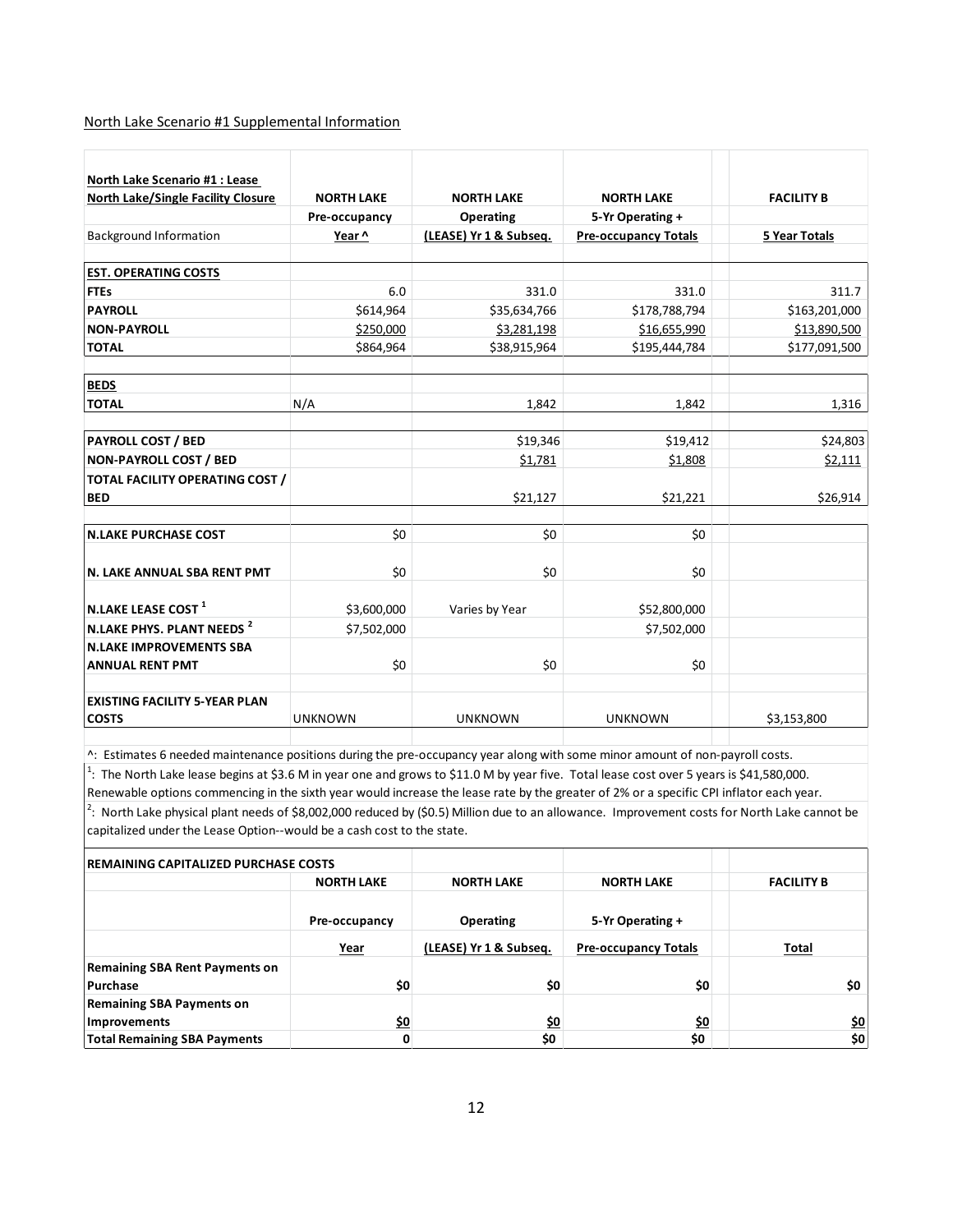North Lake Scenario #1 Supplemental Information

| North Lake Scenario #1 : Lease North Lake/Single Facility Closure | NORTH LAKE | NORTH LAKE | NORTH LAKE | | FACILITY B |
|---|---|---|---|---|---|
| | Pre-occupancy | Operating | 5-Yr Operating + | | |
| Background Information | Year ^ | (LEASE) Yr 1 & Subseq. | Pre-occupancy Totals | | 5 Year Totals |
| | | | | | |
| **EST. OPERATING COSTS** | | | | | |
| **FTEs** | 6.0 | 331.0 | 331.0 | | 311.7 |
| **PAYROLL** | $614,964 | $35,634,766 | $178,788,794 | | $163,201,000 |
| **NON-PAYROLL** | $250,000 | $3,281,198 | $16,655,990 | | $13,890,500 |
| **TOTAL** | $864,964 | $38,915,964 | $195,444,784 | | $177,091,500 |
| | | | | | |
| **BEDS** | | | | | |
| **TOTAL** | N/A | 1,842 | 1,842 | | 1,316 |
| | | | | | |
| **PAYROLL COST / BED** | | $19,346 | $19,412 | | $24,803 |
| **NON-PAYROLL COST / BED** | | $1,781 | $1,808 | | $2,111 |
| **TOTAL FACILITY OPERATING COST / BED** | | $21,127 | $21,221 | | $26,914 |
| | | | | | |
| **N.LAKE PURCHASE COST** | $0 | $0 | $0 | | |
| **N. LAKE ANNUAL SBA RENT PMT** | $0 | $0 | $0 | | |
| **N.LAKE LEASE COST [1]** | $3,600,000 | Varies by Year | $52,800,000 | | |
| **N.LAKE PHYS. PLANT NEEDS [2]** | $7,502,000 | | $7,502,000 | | |
| **N.LAKE IMPROVEMENTS SBA ANNUAL RENT PMT** | $0 | $0 | $0 | | |
| | | | | | |
| **EXISTING FACILITY 5-YEAR PLAN COSTS** | UNKNOWN | UNKNOWN | UNKNOWN | | $3,153,800 |

^: Estimates 6 needed maintenance positions during the pre-occupancy year along with some minor amount of non-payroll costs.

[1]: The North Lake lease begins at $3.6 M in year one and grows to $11.0 M by year five. Total lease cost over 5 years is $41,580,000. Renewable options commencing in the sixth year would increase the lease rate by the greater of 2% or a specific CPI inflator each year.

[2]: North Lake physical plant needs of $8,002,000 reduced by ($0.5) Million due to an allowance. Improvement costs for North Lake cannot be capitalized under the Lease Option--would be a cash cost to the state.

| REMAINING CAPITALIZED PURCHASE COSTS | | | | | |
|---|---|---|---|---|---|
| | NORTH LAKE | NORTH LAKE | NORTH LAKE | | FACILITY B |
| | Pre-occupancy | Operating | 5-Yr Operating + | | |
| | Year | (LEASE) Yr 1 & Subseq. | Pre-occupancy Totals | | Total |
| **Remaining SBA Rent Payments on Purchase** | **$0** | **$0** | **$0** | | **$0** |
| **Remaining SBA Payments on Improvements** | **$0** | **$0** | **$0** | | **$0** |
| **Total Remaining SBA Payments** | **0** | **$0** | **$0** | | **$0** |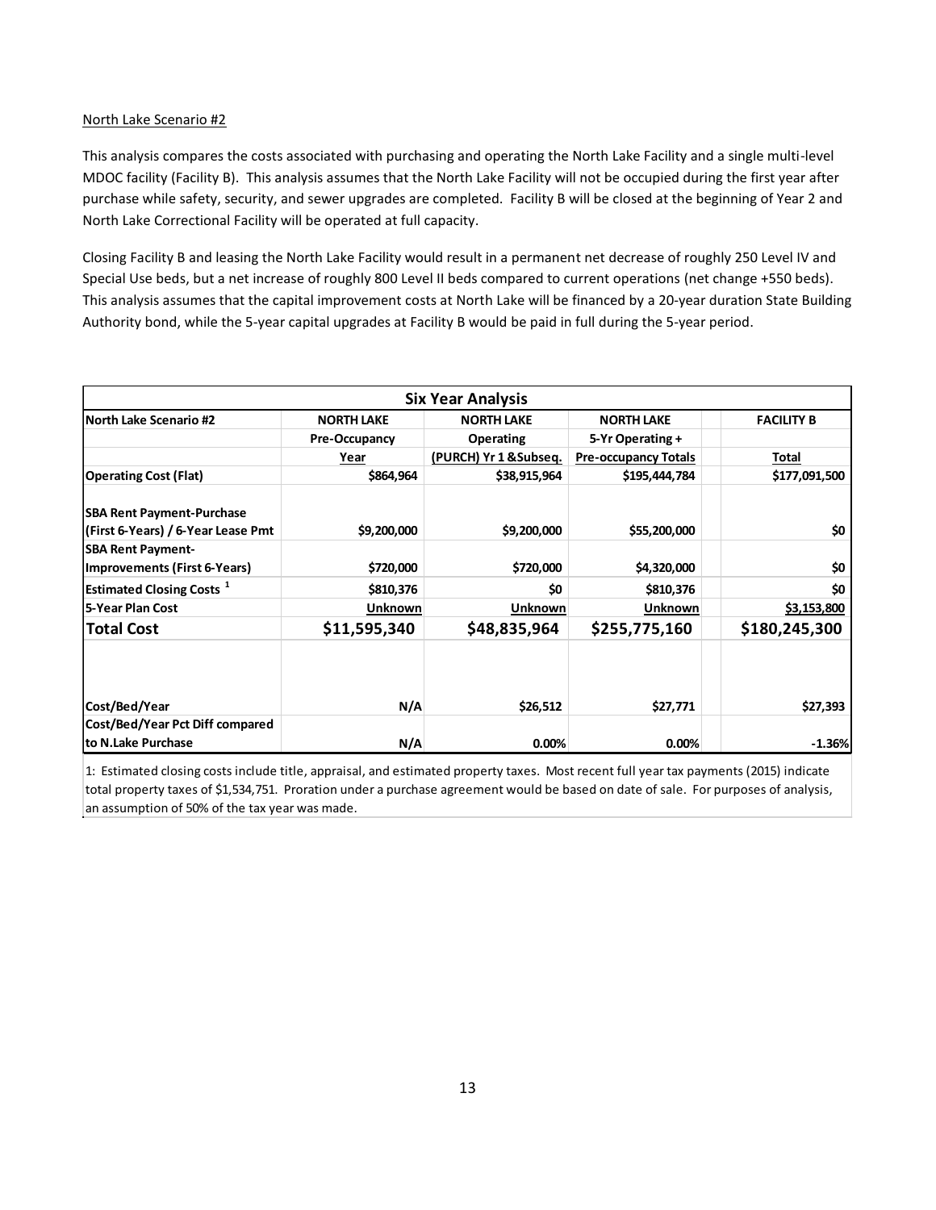North Lake Scenario #2

This analysis compares the costs associated with purchasing and operating the North Lake Facility and a single multi-level MDOC facility (Facility B). This analysis assumes that the North Lake Facility will not be occupied during the first year after purchase while safety, security, and sewer upgrades are completed. Facility B will be closed at the beginning of Year 2 and North Lake Correctional Facility will be operated at full capacity.

Closing Facility B and leasing the North Lake Facility would result in a permanent net decrease of roughly 250 Level IV and Special Use beds, but a net increase of roughly 800 Level II beds compared to current operations (net change +550 beds). This analysis assumes that the capital improvement costs at North Lake will be financed by a 20-year duration State Building Authority bond, while the 5-year capital upgrades at Facility B would be paid in full during the 5-year period.

| Six Year Analysis | | | | |
|---|---|---|---|---|
| **North Lake Scenario #2** | **NORTH LAKE** | **NORTH LAKE** | **NORTH LAKE** | **FACILITY B** |
| | **Pre-Occupancy** | **Operating** | **5-Yr Operating +** | |
| | **Year** | **(PURCH) Yr 1 &Subseq.** | **Pre-occupancy Totals** | **Total** |
| **Operating Cost (Flat)** | $864,964 | $38,915,964 | $195,444,784 | $177,091,500 |
| **SBA Rent Payment-Purchase (First 6-Years) / 6-Year Lease Pmt** | $9,200,000 | $9,200,000 | $55,200,000 | $0 |
| **SBA Rent Payment-Improvements (First 6-Years)** | $720,000 | $720,000 | $4,320,000 | $0 |
| **Estimated Closing Costs [1]** | $810,376 | $0 | $810,376 | $0 |
| **5-Year Plan Cost** | Unknown | Unknown | Unknown | $3,153,800 |
| **Total Cost** | **$11,595,340** | **$48,835,964** | **$255,775,160** | **$180,245,300** |
| **Cost/Bed/Year** | N/A | $26,512 | $27,771 | $27,393 |
| **Cost/Bed/Year Pct Diff compared to N.Lake Purchase** | N/A | 0.00% | 0.00% | -1.36% |

1: Estimated closing costs include title, appraisal, and estimated property taxes. Most recent full year tax payments (2015) indicate total property taxes of $1,534,751. Proration under a purchase agreement would be based on date of sale. For purposes of analysis, an assumption of 50% of the tax year was made.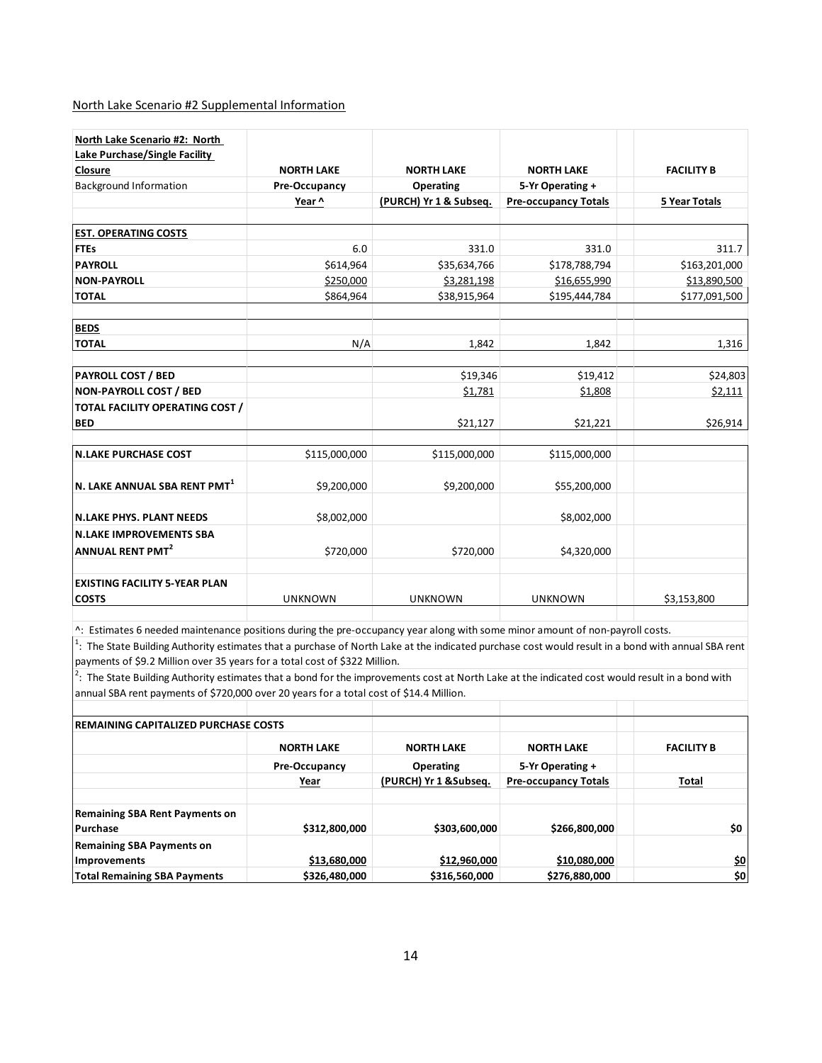North Lake Scenario #2 Supplemental Information

| North Lake Scenario #2: North Lake Purchase/Single Facility Closure | NORTH LAKE | NORTH LAKE | NORTH LAKE | FACILITY B |
|---|---|---|---|---|
| Background Information | Pre-Occupancy Year ^ | Operating (PURCH) Yr 1 & Subseq. | 5-Yr Operating + Pre-occupancy Totals | 5 Year Totals |
| **EST. OPERATING COSTS** | | | | |
| **FTEs** | 6.0 | 331.0 | 331.0 | 311.7 |
| **PAYROLL** | $614,964 | $35,634,766 | $178,788,794 | $163,201,000 |
| **NON-PAYROLL** | $250,000 | $3,281,198 | $16,655,990 | $13,890,500 |
| **TOTAL** | $864,964 | $38,915,964 | $195,444,784 | $177,091,500 |
| **BEDS** | | | | |
| **TOTAL** | N/A | 1,842 | 1,842 | 1,316 |
| **PAYROLL COST / BED** | | $19,346 | $19,412 | $24,803 |
| **NON-PAYROLL COST / BED** | | $1,781 | $1,808 | $2,111 |
| **TOTAL FACILITY OPERATING COST / BED** | | $21,127 | $21,221 | $26,914 |
| **N.LAKE PURCHASE COST** | $115,000,000 | $115,000,000 | $115,000,000 | |
| **N. LAKE ANNUAL SBA RENT PMT[1]** | $9,200,000 | $9,200,000 | $55,200,000 | |
| **N.LAKE PHYS. PLANT NEEDS** | $8,002,000 | | $8,002,000 | |
| **N.LAKE IMPROVEMENTS SBA ANNUAL RENT PMT[2]** | $720,000 | $720,000 | $4,320,000 | |
| **EXISTING FACILITY 5-YEAR PLAN COSTS** | UNKNOWN | UNKNOWN | UNKNOWN | $3,153,800 |

^: Estimates 6 needed maintenance positions during the pre-occupancy year along with some minor amount of non-payroll costs.

[1]: The State Building Authority estimates that a purchase of North Lake at the indicated purchase cost would result in a bond with annual SBA rent payments of $9.2 Million over 35 years for a total cost of $322 Million.

[2]: The State Building Authority estimates that a bond for the improvements cost at North Lake at the indicated cost would result in a bond with annual SBA rent payments of $720,000 over 20 years for a total cost of $14.4 Million.

| REMAINING CAPITALIZED PURCHASE COSTS | NORTH LAKE | NORTH LAKE | NORTH LAKE | FACILITY B |
|---|---|---|---|---|
| | Pre-Occupancy Year | Operating (PURCH) Yr 1 &Subseq. | 5-Yr Operating + Pre-occupancy Totals | Total |
| **Remaining SBA Rent Payments on Purchase** | **$312,800,000** | **$303,600,000** | **$266,800,000** | **$0** |
| **Remaining SBA Payments on Improvements** | **$13,680,000** | **$12,960,000** | **$10,080,000** | **$0** |
| **Total Remaining SBA Payments** | **$326,480,000** | **$316,560,000** | **$276,880,000** | **$0** |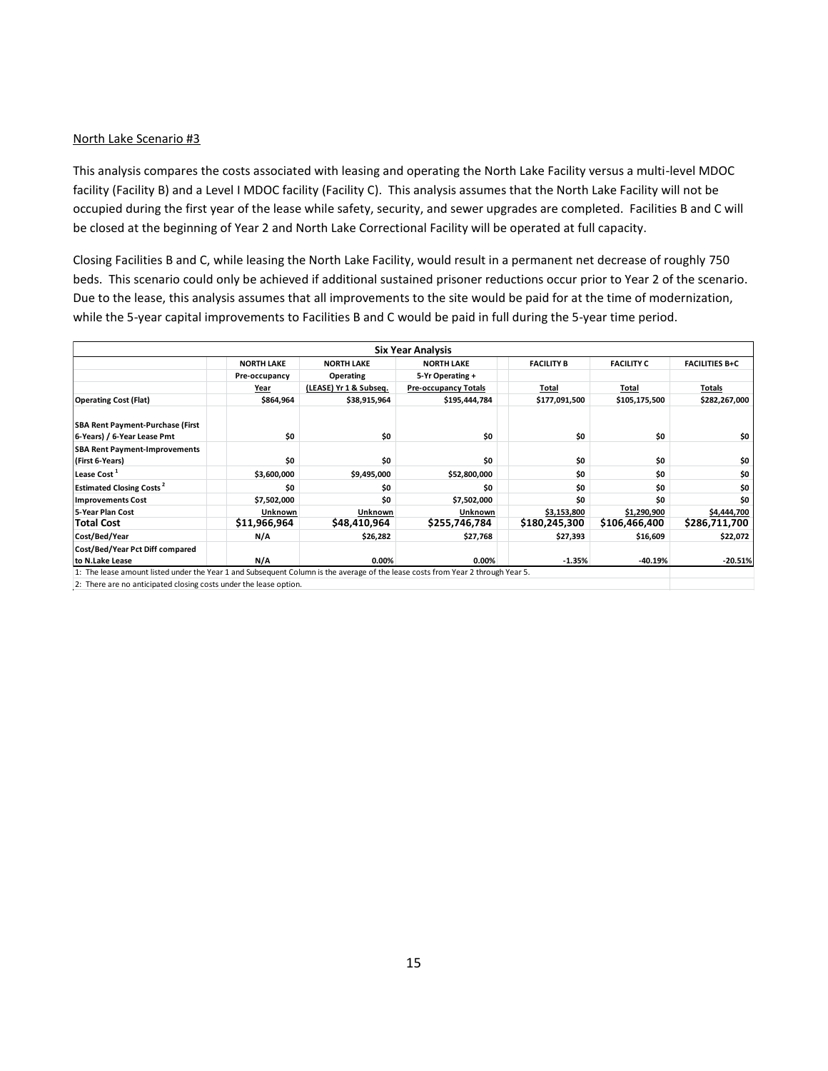North Lake Scenario #3

This analysis compares the costs associated with leasing and operating the North Lake Facility versus a multi-level MDOC facility (Facility B) and a Level I MDOC facility (Facility C). This analysis assumes that the North Lake Facility will not be occupied during the first year of the lease while safety, security, and sewer upgrades are completed. Facilities B and C will be closed at the beginning of Year 2 and North Lake Correctional Facility will be operated at full capacity.

Closing Facilities B and C, while leasing the North Lake Facility, would result in a permanent net decrease of roughly 750 beds. This scenario could only be achieved if additional sustained prisoner reductions occur prior to Year 2 of the scenario. Due to the lease, this analysis assumes that all improvements to the site would be paid for at the time of modernization, while the 5-year capital improvements to Facilities B and C would be paid in full during the 5-year time period.

| Six Year Analysis | | | | | | |
|---|---|---|---|---|---|---|
| | NORTH LAKE | NORTH LAKE | NORTH LAKE | FACILITY B | FACILITY C | FACILITIES B+C |
| | Pre-occupancy | Operating | 5-Yr Operating + | | | |
| | Year | (LEASE) Yr 1 & Subseq. | Pre-occupancy Totals | Total | Total | Totals |
| **Operating Cost (Flat)** | $864,964 | $38,915,964 | $195,444,784 | $177,091,500 | $105,175,500 | $282,267,000 |
| **SBA Rent Payment-Purchase (First 6-Years) / 6-Year Lease Pmt** | $0 | $0 | $0 | $0 | $0 | $0 |
| **SBA Rent Payment-Improvements (First 6-Years)** | $0 | $0 | $0 | $0 | $0 | $0 |
| **Lease Cost [1]** | $3,600,000 | $9,495,000 | $52,800,000 | $0 | $0 | $0 |
| **Estimated Closing Costs [2]** | $0 | $0 | $0 | $0 | $0 | $0 |
| **Improvements Cost** | $7,502,000 | $0 | $7,502,000 | $0 | $0 | $0 |
| **5-Year Plan Cost** | Unknown | Unknown | Unknown | $3,153,800 | $1,290,900 | $4,444,700 |
| **Total Cost** | **$11,966,964** | **$48,410,964** | **$255,746,784** | **$180,245,300** | **$106,466,400** | **$286,711,700** |
| **Cost/Bed/Year** | N/A | $26,282 | $27,768 | $27,393 | $16,609 | $22,072 |
| **Cost/Bed/Year Pct Diff compared to N.Lake Lease** | N/A | 0.00% | 0.00% | -1.35% | -40.19% | -20.51% |

1: The lease amount listed under the Year 1 and Subsequent Column is the average of the lease costs from Year 2 through Year 5.

2: There are no anticipated closing costs under the lease option.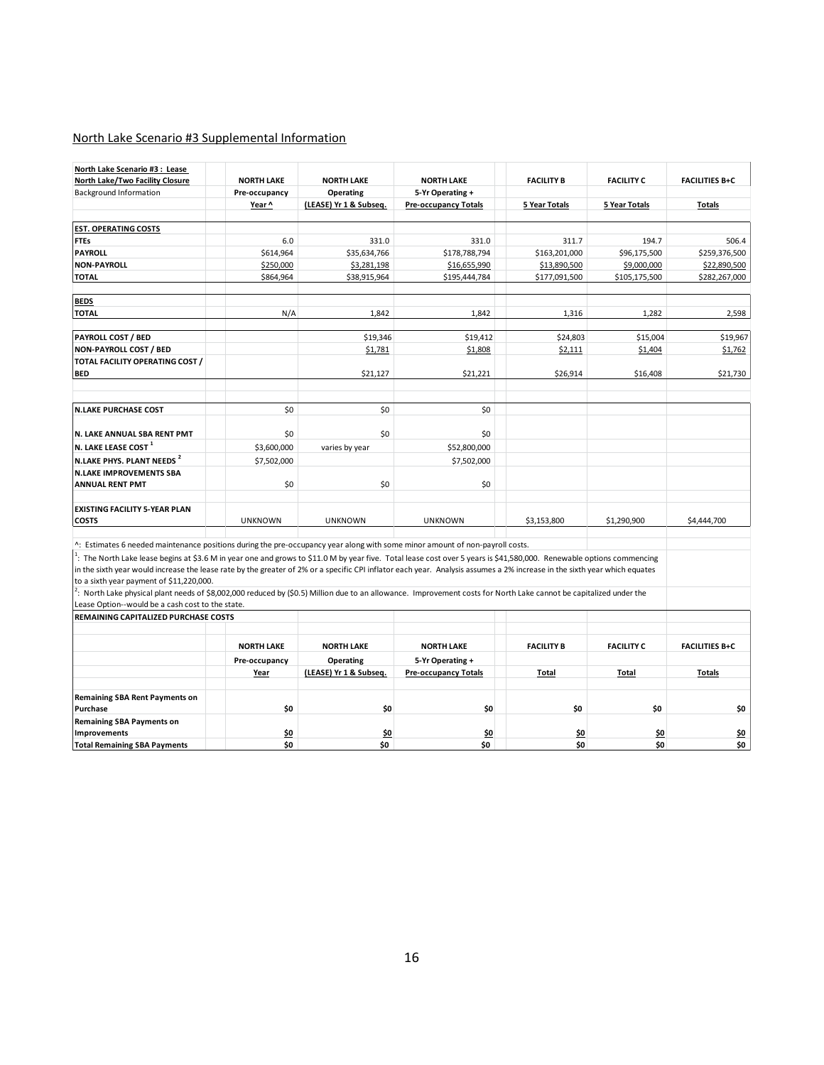## North Lake Scenario #3 Supplemental Information

| North Lake Scenario #3 : Lease North Lake/Two Facility Closure Background Information | NORTH LAKE Pre-occupancy Year ^ | NORTH LAKE Operating (LEASE) Yr 1 & Subseq. | NORTH LAKE 5-Yr Operating + Pre-occupancy Totals | FACILITY B 5 Year Totals | FACILITY C 5 Year Totals | FACILITIES B+C Totals |
|---|---|---|---|---|---|---|
| **EST. OPERATING COSTS** | | | | | | |
| **FTEs** | 6.0 | 331.0 | 331.0 | 311.7 | 194.7 | 506.4 |
| **PAYROLL** | $614,964 | $35,634,766 | $178,788,794 | $163,201,000 | $96,175,500 | $259,376,500 |
| **NON-PAYROLL** | $250,000 | $3,281,198 | $16,655,990 | $13,890,500 | $9,000,000 | $22,890,500 |
| **TOTAL** | $864,964 | $38,915,964 | $195,444,784 | $177,091,500 | $105,175,500 | $282,267,000 |
| **BEDS** | | | | | | |
| **TOTAL** | N/A | 1,842 | 1,842 | 1,316 | 1,282 | 2,598 |
| **PAYROLL COST / BED** | | $19,346 | $19,412 | $24,803 | $15,004 | $19,967 |
| **NON-PAYROLL COST / BED** | | $1,781 | $1,808 | $2,111 | $1,404 | $1,762 |
| **TOTAL FACILITY OPERATING COST / BED** | | $21,127 | $21,221 | $26,914 | $16,408 | $21,730 |
| **N.LAKE PURCHASE COST** | $0 | $0 | $0 | | | |
| **N. LAKE ANNUAL SBA RENT PMT** | $0 | $0 | $0 | | | |
| **N. LAKE LEASE COST [1]** | $3,600,000 | varies by year | $52,800,000 | | | |
| **N.LAKE PHYS. PLANT NEEDS [2]** | $7,502,000 | | $7,502,000 | | | |
| **N.LAKE IMPROVEMENTS SBA ANNUAL RENT PMT** | $0 | $0 | $0 | | | |
| **EXISTING FACILITY 5-YEAR PLAN COSTS** | UNKNOWN | UNKNOWN | UNKNOWN | $3,153,800 | $1,290,900 | $4,444,700 |

^: Estimates 6 needed maintenance positions during the pre-occupancy year along with some minor amount of non-payroll costs.

[1]: The North Lake lease begins at $3.6 M in year one and grows to $11.0 M by year five. Total lease cost over 5 years is $41,580,000. Renewable options commencing in the sixth year would increase the lease rate by the greater of 2% or a specific CPI inflator each year. Analysis assumes a 2% increase in the sixth year which equates to a sixth year payment of $11,220,000.

[2]: North Lake physical plant needs of $8,002,000 reduced by ($0.5) Million due to an allowance. Improvement costs for North Lake cannot be capitalized under the Lease Option--would be a cash cost to the state.

**REMAINING CAPITALIZED PURCHASE COSTS**

| | NORTH LAKE Pre-occupancy Year | NORTH LAKE Operating (LEASE) Yr 1 & Subseq. | NORTH LAKE 5-Yr Operating + Pre-occupancy Totals | FACILITY B Total | FACILITY C Total | FACILITIES B+C Totals |
|---|---|---|---|---|---|---|
| **Remaining SBA Rent Payments on Purchase** | $0 | $0 | $0 | $0 | $0 | $0 |
| **Remaining SBA Payments on Improvements** | $0 | $0 | $0 | $0 | $0 | $0 |
| **Total Remaining SBA Payments** | $0 | $0 | $0 | $0 | $0 | $0 |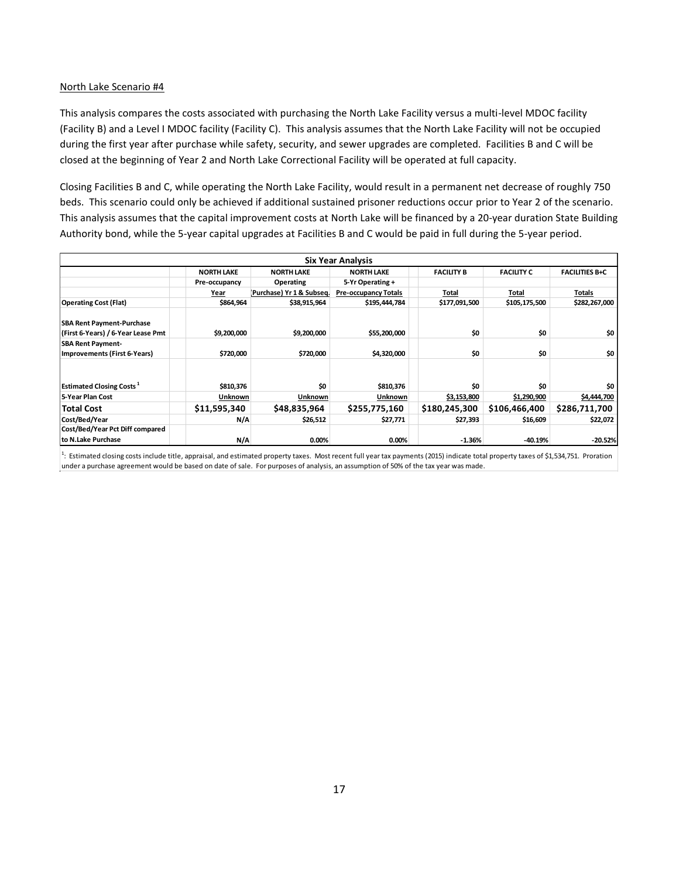North Lake Scenario #4

This analysis compares the costs associated with purchasing the North Lake Facility versus a multi-level MDOC facility (Facility B) and a Level I MDOC facility (Facility C). This analysis assumes that the North Lake Facility will not be occupied during the first year after purchase while safety, security, and sewer upgrades are completed. Facilities B and C will be closed at the beginning of Year 2 and North Lake Correctional Facility will be operated at full capacity.

Closing Facilities B and C, while operating the North Lake Facility, would result in a permanent net decrease of roughly 750 beds. This scenario could only be achieved if additional sustained prisoner reductions occur prior to Year 2 of the scenario. This analysis assumes that the capital improvement costs at North Lake will be financed by a 20-year duration State Building Authority bond, while the 5-year capital upgrades at Facilities B and C would be paid in full during the 5-year period.

| Six Year Analysis | | | | | | |
|---|---|---|---|---|---|---|
| | NORTH LAKE | NORTH LAKE | NORTH LAKE | FACILITY B | FACILITY C | FACILITIES B+C |
| | Pre-occupancy | Operating | 5-Yr Operating + | | | |
| | Year | (Purchase) Yr 1 & Subseq. | Pre-occupancy Totals | Total | Total | Totals |
| **Operating Cost (Flat)** | $864,964 | $38,915,964 | $195,444,784 | $177,091,500 | $105,175,500 | $282,267,000 |
| **SBA Rent Payment-Purchase (First 6-Years) / 6-Year Lease Pmt** | $9,200,000 | $9,200,000 | $55,200,000 | $0 | $0 | $0 |
| **SBA Rent Payment-Improvements (First 6-Years)** | $720,000 | $720,000 | $4,320,000 | $0 | $0 | $0 |
| **Estimated Closing Costs [1]** | $810,376 | $0 | $810,376 | $0 | $0 | $0 |
| **5-Year Plan Cost** | Unknown | Unknown | Unknown | $3,153,800 | $1,290,900 | $4,444,700 |
| **Total Cost** | **$11,595,340** | **$48,835,964** | **$255,775,160** | **$180,245,300** | **$106,466,400** | **$286,711,700** |
| **Cost/Bed/Year** | N/A | $26,512 | $27,771 | $27,393 | $16,609 | $22,072 |
| **Cost/Bed/Year Pct Diff compared to N.Lake Purchase** | N/A | 0.00% | 0.00% | -1.36% | -40.19% | -20.52% |

[1]: Estimated closing costs include title, appraisal, and estimated property taxes. Most recent full year tax payments (2015) indicate total property taxes of $1,534,751. Proration under a purchase agreement would be based on date of sale. For purposes of analysis, an assumption of 50% of the tax year was made.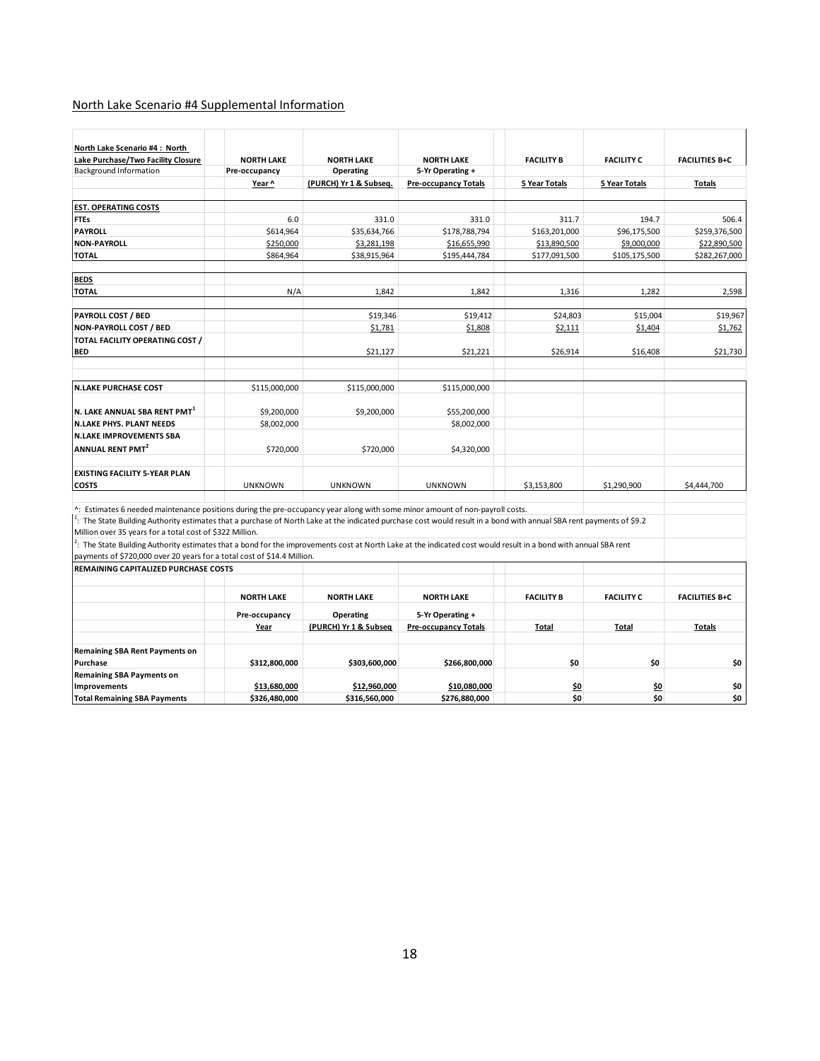North Lake Scenario #4 Supplemental Information

| North Lake Scenario #4 : North Lake Purchase/Two Facility Closure | NORTH LAKE | NORTH LAKE | NORTH LAKE | FACILITY B | FACILITY C | FACILITIES B+C |
|---|---|---|---|---|---|---|
| Background Information | Pre-occupancy | Operating | 5-Yr Operating + | | | |
| | Year ^ | (PURCH) Yr 1 & Subseq. | Pre-occupancy Totals | 5 Year Totals | 5 Year Totals | Totals |
| **EST. OPERATING COSTS** | | | | | | |
| **FTEs** | 6.0 | 331.0 | 331.0 | 311.7 | 194.7 | 506.4 |
| **PAYROLL** | $614,964 | $35,634,766 | $178,788,794 | $163,201,000 | $96,175,500 | $259,376,500 |
| **NON-PAYROLL** | $250,000 | $3,281,198 | $16,655,990 | $13,890,500 | $9,000,000 | $22,890,500 |
| **TOTAL** | $864,964 | $38,915,964 | $195,444,784 | $177,091,500 | $105,175,500 | $282,267,000 |
| **BEDS** | | | | | | |
| **TOTAL** | N/A | 1,842 | 1,842 | 1,316 | 1,282 | 2,598 |
| **PAYROLL COST / BED** | | $19,346 | $19,412 | $24,803 | $15,004 | $19,967 |
| **NON-PAYROLL COST / BED** | | $1,781 | $1,808 | $2,111 | $1,404 | $1,762 |
| **TOTAL FACILITY OPERATING COST / BED** | | $21,127 | $21,221 | $26,914 | $16,408 | $21,730 |
| **N.LAKE PURCHASE COST** | $115,000,000 | $115,000,000 | $115,000,000 | | | |
| **N. LAKE ANNUAL SBA RENT PMT[1]** | $9,200,000 | $9,200,000 | $55,200,000 | | | |
| **N.LAKE PHYS. PLANT NEEDS** | $8,002,000 | | $8,002,000 | | | |
| **N.LAKE IMPROVEMENTS SBA ANNUAL RENT PMT[2]** | $720,000 | $720,000 | $4,320,000 | | | |
| **EXISTING FACILITY 5-YEAR PLAN COSTS** | UNKNOWN | UNKNOWN | UNKNOWN | $3,153,800 | $1,290,900 | $4,444,700 |

^: Estimates 6 needed maintenance positions during the pre-occupancy year along with some minor amount of non-payroll costs.

[1]: The State Building Authority estimates that a purchase of North Lake at the indicated purchase cost would result in a bond with annual SBA rent payments of $9.2 Million over 35 years for a total cost of $322 Million.

[2]: The State Building Authority estimates that a bond for the improvements cost at North Lake at the indicated cost would result in a bond with annual SBA rent payments of $720,000 over 20 years for a total cost of $14.4 Million.

**REMAINING CAPITALIZED PURCHASE COSTS**

| | NORTH LAKE | NORTH LAKE | NORTH LAKE | FACILITY B | FACILITY C | FACILITIES B+C |
|---|---|---|---|---|---|---|
| | Pre-occupancy | Operating | 5-Yr Operating + | | | |
| | Year | (PURCH) Yr 1 & Subseq | Pre-occupancy Totals | Total | Total | Totals |
| **Remaining SBA Rent Payments on Purchase** | **$312,800,000** | **$303,600,000** | **$266,800,000** | **$0** | **$0** | **$0** |
| **Remaining SBA Payments on Improvements** | **$13,680,000** | **$12,960,000** | **$10,080,000** | **$0** | **$0** | **$0** |
| **Total Remaining SBA Payments** | **$326,480,000** | **$316,560,000** | **$276,880,000** | **$0** | **$0** | **$0** |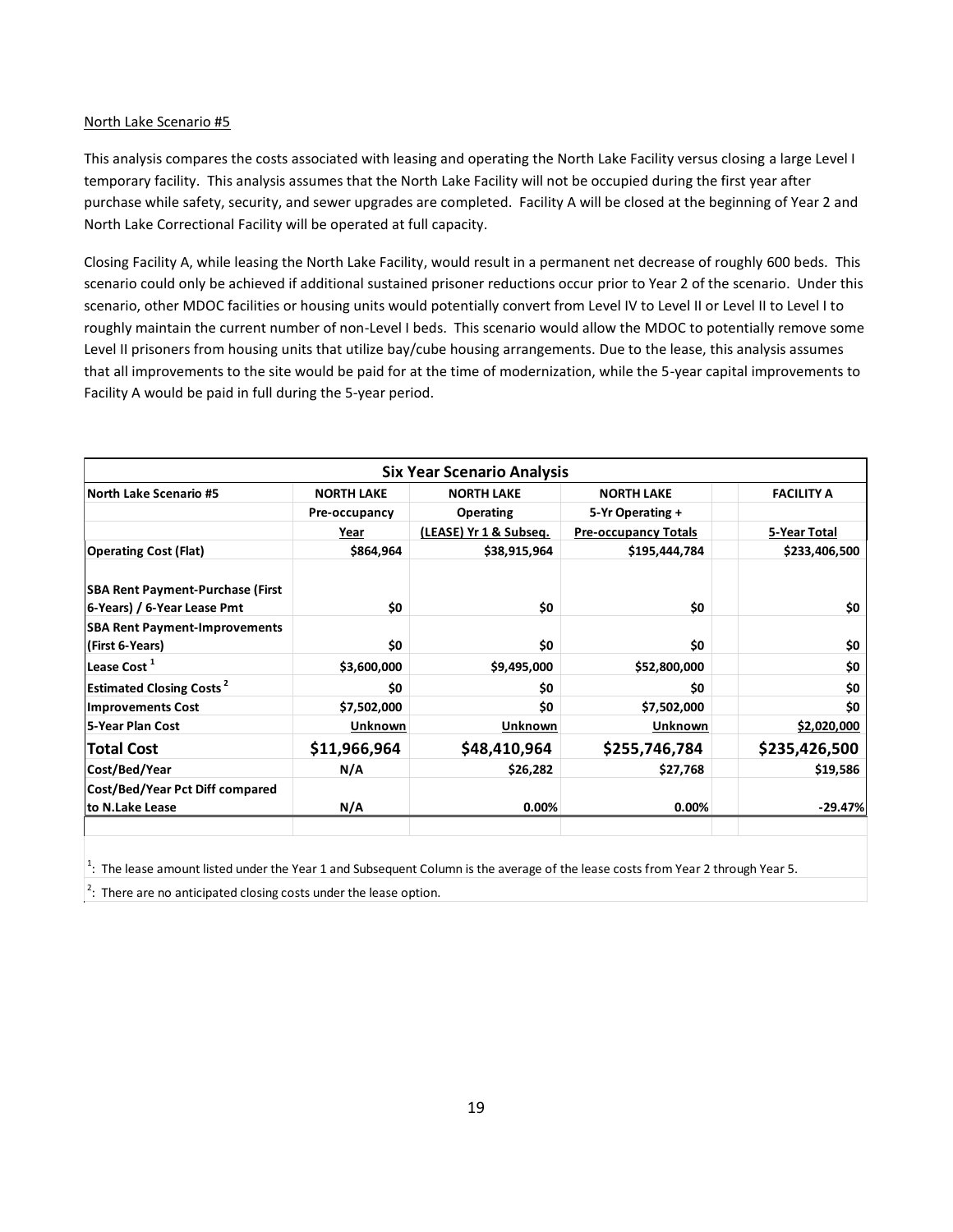North Lake Scenario #5

This analysis compares the costs associated with leasing and operating the North Lake Facility versus closing a large Level I temporary facility. This analysis assumes that the North Lake Facility will not be occupied during the first year after purchase while safety, security, and sewer upgrades are completed. Facility A will be closed at the beginning of Year 2 and North Lake Correctional Facility will be operated at full capacity.

Closing Facility A, while leasing the North Lake Facility, would result in a permanent net decrease of roughly 600 beds. This scenario could only be achieved if additional sustained prisoner reductions occur prior to Year 2 of the scenario. Under this scenario, other MDOC facilities or housing units would potentially convert from Level IV to Level II or Level II to Level I to roughly maintain the current number of non-Level I beds. This scenario would allow the MDOC to potentially remove some Level II prisoners from housing units that utilize bay/cube housing arrangements. Due to the lease, this analysis assumes that all improvements to the site would be paid for at the time of modernization, while the 5-year capital improvements to Facility A would be paid in full during the 5-year period.

| Six Year Scenario Analysis | | | | |
|---|---|---|---|---|
| **North Lake Scenario #5** | **NORTH LAKE** | **NORTH LAKE** | **NORTH LAKE** | **FACILITY A** |
| | **Pre-occupancy** | **Operating** | **5-Yr Operating +** | |
| | **Year** | **(LEASE) Yr 1 & Subseq.** | **Pre-occupancy Totals** | **5-Year Total** |
| **Operating Cost (Flat)** | $864,964 | $38,915,964 | $195,444,784 | $233,406,500 |
| **SBA Rent Payment-Purchase (First 6-Years) / 6-Year Lease Pmt** | $0 | $0 | $0 | $0 |
| **SBA Rent Payment-Improvements (First 6-Years)** | $0 | $0 | $0 | $0 |
| **Lease Cost [1]** | $3,600,000 | $9,495,000 | $52,800,000 | $0 |
| **Estimated Closing Costs [2]** | $0 | $0 | $0 | $0 |
| **Improvements Cost** | $7,502,000 | $0 | $7,502,000 | $0 |
| **5-Year Plan Cost** | Unknown | Unknown | Unknown | $2,020,000 |
| **Total Cost** | **$11,966,964** | **$48,410,964** | **$255,746,784** | **$235,426,500** |
| **Cost/Bed/Year** | N/A | $26,282 | $27,768 | $19,586 |
| **Cost/Bed/Year Pct Diff compared to N.Lake Lease** | N/A | 0.00% | 0.00% | -29.47% |

[1]: The lease amount listed under the Year 1 and Subsequent Column is the average of the lease costs from Year 2 through Year 5.

[2]: There are no anticipated closing costs under the lease option.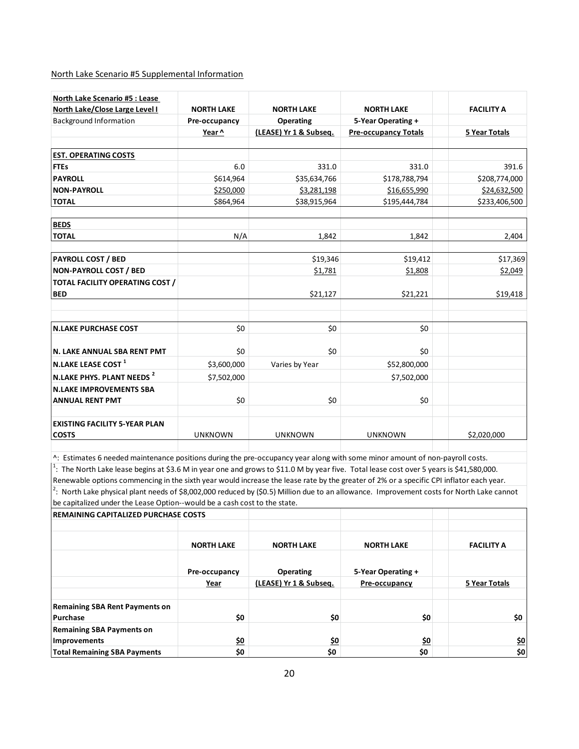North Lake Scenario #5 Supplemental Information

| North Lake Scenario #5 : Lease North Lake/Close Large Level I | NORTH LAKE | NORTH LAKE | NORTH LAKE | | FACILITY A |
|---|---|---|---|---|---|
| Background Information | Pre-occupancy | Operating | 5-Year Operating + | | |
| | Year ^ | (LEASE) Yr 1 & Subseq. | Pre-occupancy Totals | | 5 Year Totals |
| **EST. OPERATING COSTS** | | | | | |
| **FTEs** | 6.0 | 331.0 | 331.0 | | 391.6 |
| **PAYROLL** | $614,964 | $35,634,766 | $178,788,794 | | $208,774,000 |
| **NON-PAYROLL** | $250,000 | $3,281,198 | $16,655,990 | | $24,632,500 |
| **TOTAL** | $864,964 | $38,915,964 | $195,444,784 | | $233,406,500 |
| **BEDS** | | | | | |
| **TOTAL** | N/A | 1,842 | 1,842 | | 2,404 |
| **PAYROLL COST / BED** | | $19,346 | $19,412 | | $17,369 |
| **NON-PAYROLL COST / BED** | | $1,781 | $1,808 | | $2,049 |
| **TOTAL FACILITY OPERATING COST / BED** | | $21,127 | $21,221 | | $19,418 |
| **N.LAKE PURCHASE COST** | $0 | $0 | $0 | | |
| **N. LAKE ANNUAL SBA RENT PMT** | $0 | $0 | $0 | | |
| **N.LAKE LEASE COST [1]** | $3,600,000 | Varies by Year | $52,800,000 | | |
| **N.LAKE PHYS. PLANT NEEDS [2]** | $7,502,000 | | $7,502,000 | | |
| **N.LAKE IMPROVEMENTS SBA ANNUAL RENT PMT** | $0 | $0 | $0 | | |
| **EXISTING FACILITY 5-YEAR PLAN COSTS** | UNKNOWN | UNKNOWN | UNKNOWN | | $2,020,000 |

^: Estimates 6 needed maintenance positions during the pre-occupancy year along with some minor amount of non-payroll costs.

[1]: The North Lake lease begins at $3.6 M in year one and grows to $11.0 M by year five. Total lease cost over 5 years is $41,580,000. Renewable options commencing in the sixth year would increase the lease rate by the greater of 2% or a specific CPI inflator each year.

[2]: North Lake physical plant needs of $8,002,000 reduced by ($0.5) Million due to an allowance. Improvement costs for North Lake cannot be capitalized under the Lease Option--would be a cash cost to the state.

| REMAINING CAPITALIZED PURCHASE COSTS | | | | | |
|---|---|---|---|---|---|
| | NORTH LAKE | NORTH LAKE | NORTH LAKE | | FACILITY A |
| | Pre-occupancy | Operating | 5-Year Operating + | | |
| | Year | (LEASE) Yr 1 & Subseq. | Pre-occupancy | | 5 Year Totals |
| **Remaining SBA Rent Payments on Purchase** | **$0** | **$0** | **$0** | | **$0** |
| **Remaining SBA Payments on Improvements** | **$0** | **$0** | **$0** | | **$0** |
| **Total Remaining SBA Payments** | **$0** | **$0** | **$0** | | **$0** |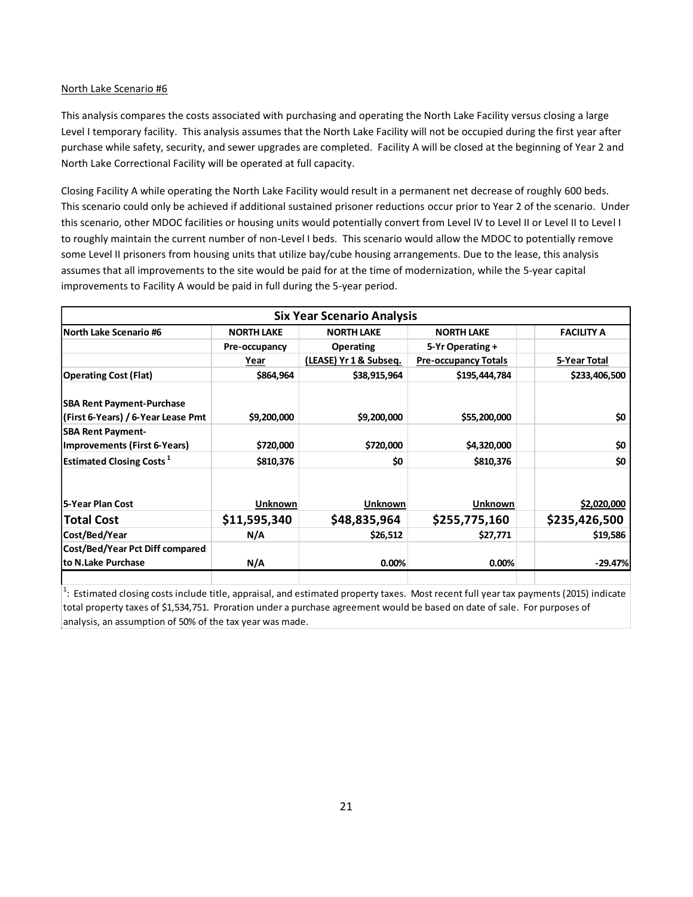North Lake Scenario #6

This analysis compares the costs associated with purchasing and operating the North Lake Facility versus closing a large Level I temporary facility. This analysis assumes that the North Lake Facility will not be occupied during the first year after purchase while safety, security, and sewer upgrades are completed. Facility A will be closed at the beginning of Year 2 and North Lake Correctional Facility will be operated at full capacity.

Closing Facility A while operating the North Lake Facility would result in a permanent net decrease of roughly 600 beds. This scenario could only be achieved if additional sustained prisoner reductions occur prior to Year 2 of the scenario. Under this scenario, other MDOC facilities or housing units would potentially convert from Level IV to Level II or Level II to Level I to roughly maintain the current number of non-Level I beds. This scenario would allow the MDOC to potentially remove some Level II prisoners from housing units that utilize bay/cube housing arrangements. Due to the lease, this analysis assumes that all improvements to the site would be paid for at the time of modernization, while the 5-year capital improvements to Facility A would be paid in full during the 5-year period.

| Six Year Scenario Analysis | | | | | |
|---|---|---|---|---|---|
| **North Lake Scenario #6** | **NORTH LAKE** | **NORTH LAKE** | **NORTH LAKE** | | **FACILITY A** |
| | **Pre-occupancy Year** | **Operating (LEASE) Yr 1 & Subseq.** | **5-Yr Operating + Pre-occupancy Totals** | | **5-Year Total** |
| **Operating Cost (Flat)** | $864,964 | $38,915,964 | $195,444,784 | | $233,406,500 |
| **SBA Rent Payment-Purchase (First 6-Years) / 6-Year Lease Pmt** | $9,200,000 | $9,200,000 | $55,200,000 | | $0 |
| **SBA Rent Payment-Improvements (First 6-Years)** | $720,000 | $720,000 | $4,320,000 | | $0 |
| **Estimated Closing Costs [1]** | $810,376 | $0 | $810,376 | | $0 |
| **5-Year Plan Cost** | Unknown | Unknown | Unknown | | $2,020,000 |
| **Total Cost** | **$11,595,340** | **$48,835,964** | **$255,775,160** | | **$235,426,500** |
| **Cost/Bed/Year** | N/A | $26,512 | $27,771 | | $19,586 |
| **Cost/Bed/Year Pct Diff compared to N.Lake Purchase** | N/A | 0.00% | 0.00% | | -29.47% |

[1]: Estimated closing costs include title, appraisal, and estimated property taxes. Most recent full year tax payments (2015) indicate total property taxes of $1,534,751. Proration under a purchase agreement would be based on date of sale. For purposes of analysis, an assumption of 50% of the tax year was made.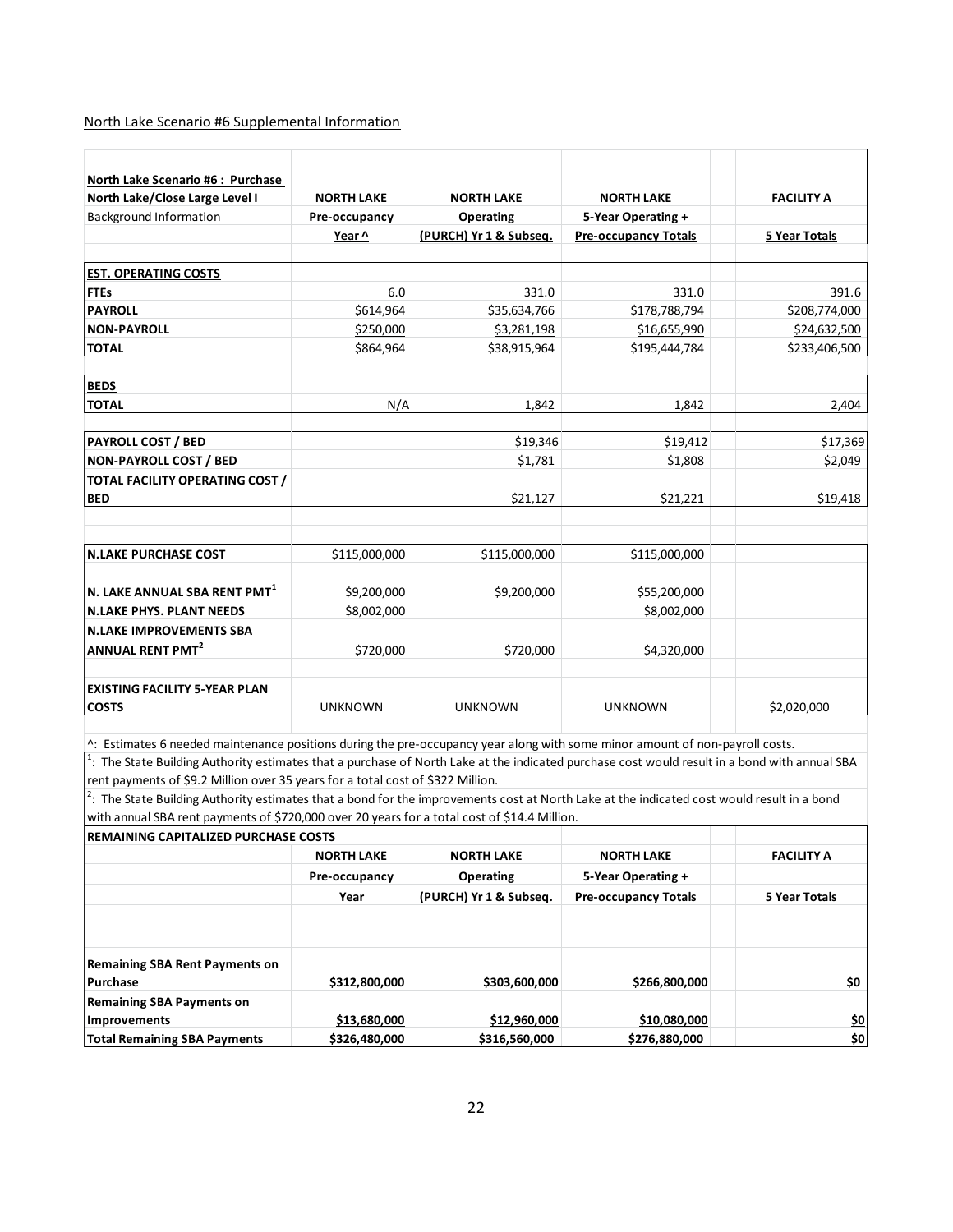North Lake Scenario #6 Supplemental Information

| North Lake Scenario #6 : Purchase North Lake/Close Large Level I | NORTH LAKE | NORTH LAKE | NORTH LAKE | | FACILITY A |
|---|---|---|---|---|---|
| Background Information | Pre-occupancy Year ^ | Operating (PURCH) Yr 1 & Subseq. | 5-Year Operating + Pre-occupancy Totals | | 5 Year Totals |
| | | | | | |
| **EST. OPERATING COSTS** | | | | | |
| **FTEs** | 6.0 | 331.0 | 331.0 | | 391.6 |
| **PAYROLL** | $614,964 | $35,634,766 | $178,788,794 | | $208,774,000 |
| **NON-PAYROLL** | $250,000 | $3,281,198 | $16,655,990 | | $24,632,500 |
| **TOTAL** | $864,964 | $38,915,964 | $195,444,784 | | $233,406,500 |
| | | | | | |
| **BEDS** | | | | | |
| **TOTAL** | N/A | 1,842 | 1,842 | | 2,404 |
| | | | | | |
| **PAYROLL COST / BED** | | $19,346 | $19,412 | | $17,369 |
| **NON-PAYROLL COST / BED** | | $1,781 | $1,808 | | $2,049 |
| **TOTAL FACILITY OPERATING COST / BED** | | $21,127 | $21,221 | | $19,418 |
| | | | | | |
| **N.LAKE PURCHASE COST** | $115,000,000 | $115,000,000 | $115,000,000 | | |
| | | | | | |
| **N. LAKE ANNUAL SBA RENT PMT[1]** | $9,200,000 | $9,200,000 | $55,200,000 | | |
| **N.LAKE PHYS. PLANT NEEDS** | $8,002,000 | | $8,002,000 | | |
| **N.LAKE IMPROVEMENTS SBA ANNUAL RENT PMT[2]** | $720,000 | $720,000 | $4,320,000 | | |
| | | | | | |
| **EXISTING FACILITY 5-YEAR PLAN COSTS** | UNKNOWN | UNKNOWN | UNKNOWN | | $2,020,000 |

^: Estimates 6 needed maintenance positions during the pre-occupancy year along with some minor amount of non-payroll costs.

[1]: The State Building Authority estimates that a purchase of North Lake at the indicated purchase cost would result in a bond with annual SBA rent payments of $9.2 Million over 35 years for a total cost of $322 Million.

[2]: The State Building Authority estimates that a bond for the improvements cost at North Lake at the indicated cost would result in a bond with annual SBA rent payments of $720,000 over 20 years for a total cost of $14.4 Million.

| REMAINING CAPITALIZED PURCHASE COSTS | NORTH LAKE | NORTH LAKE | NORTH LAKE | | FACILITY A |
|---|---|---|---|---|---|
| | Pre-occupancy Year | Operating (PURCH) Yr 1 & Subseq. | 5-Year Operating + Pre-occupancy Totals | | 5 Year Totals |
| | | | | | |
| **Remaining SBA Rent Payments on Purchase** | **$312,800,000** | **$303,600,000** | **$266,800,000** | | **$0** |
| **Remaining SBA Payments on Improvements** | **$13,680,000** | **$12,960,000** | **$10,080,000** | | **$0** |
| **Total Remaining SBA Payments** | **$326,480,000** | **$316,560,000** | **$276,880,000** | | **$0** |